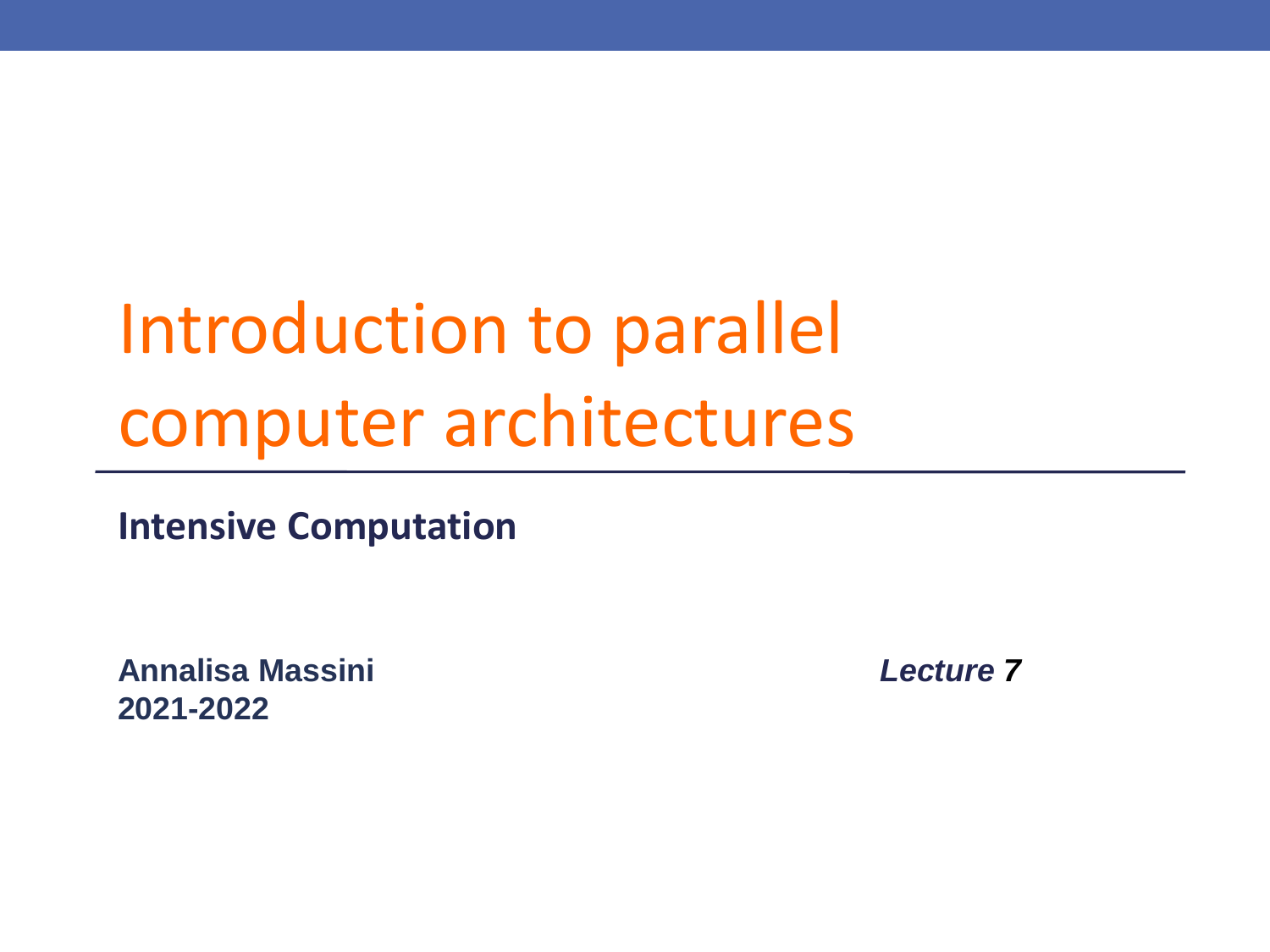# Introduction to parallel computer architectures

**Intensive Computation**

**Annalisa Massini**
**2021-2022**

***Lecture 7***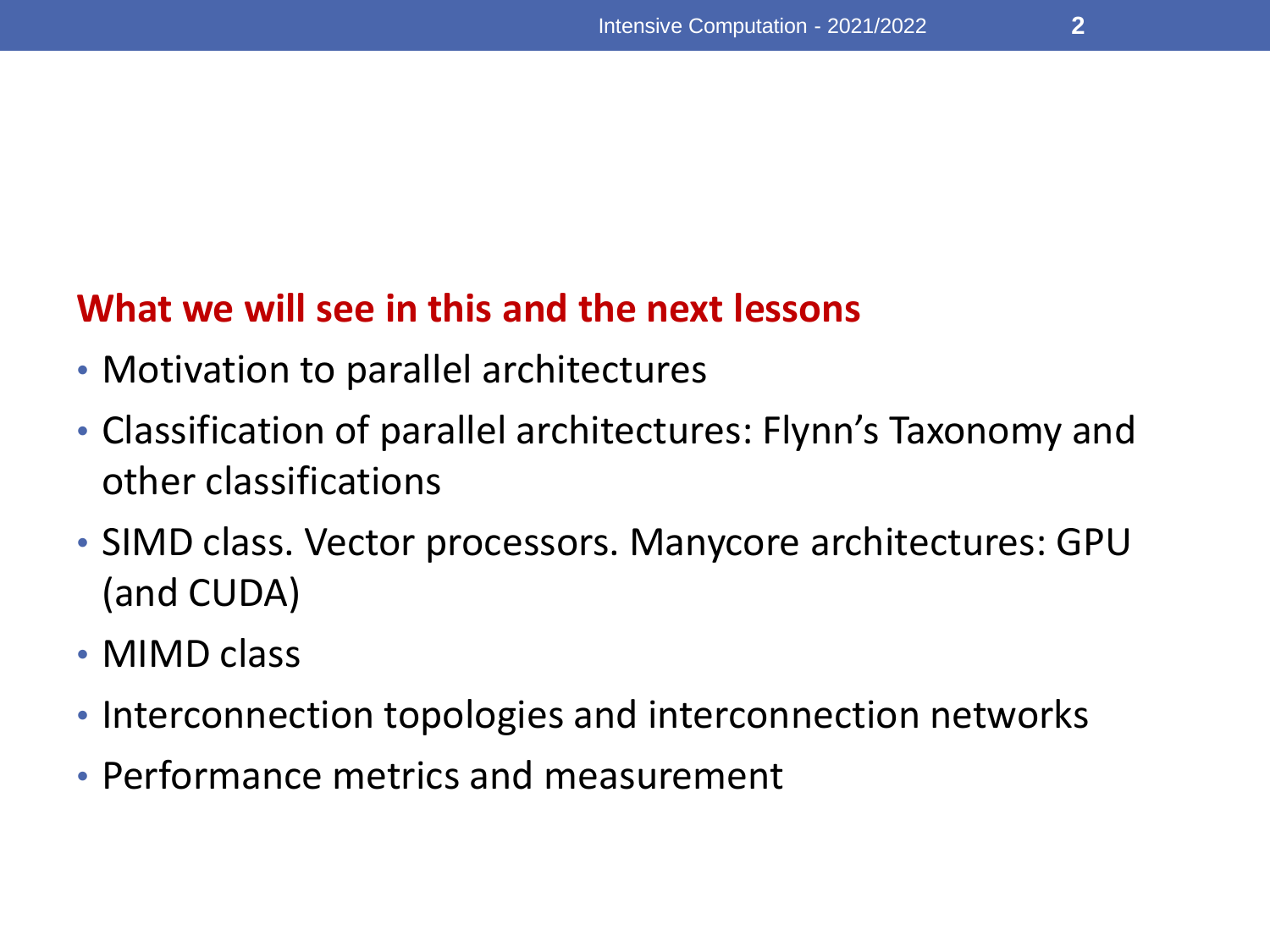**What we will see in this and the next lessons**

- Motivation to parallel architectures
- Classification of parallel architectures: Flynn's Taxonomy and other classifications
- SIMD class. Vector processors. Manycore architectures: GPU (and CUDA)
- MIMD class
- Interconnection topologies and interconnection networks
- Performance metrics and measurement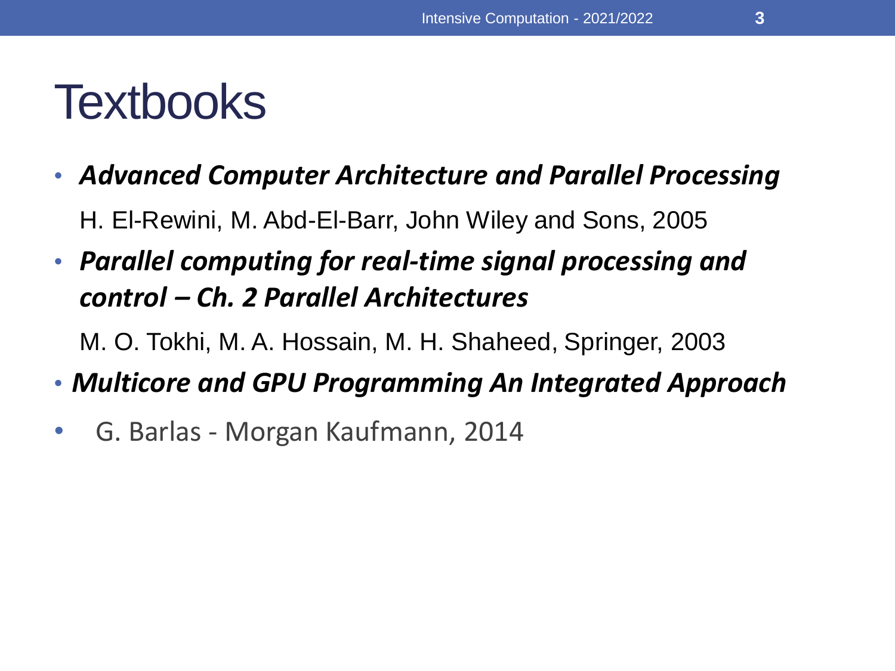# Textbooks

- ***Advanced Computer Architecture and Parallel Processing***

  H. El-Rewini, M. Abd-El-Barr, John Wiley and Sons, 2005

- ***Parallel computing for real-time signal processing and control – Ch. 2 Parallel Architectures***

  M. O. Tokhi, M. A. Hossain, M. H. Shaheed, Springer, 2003

- ***Multicore and GPU Programming An Integrated Approach***

- G. Barlas - Morgan Kaufmann, 2014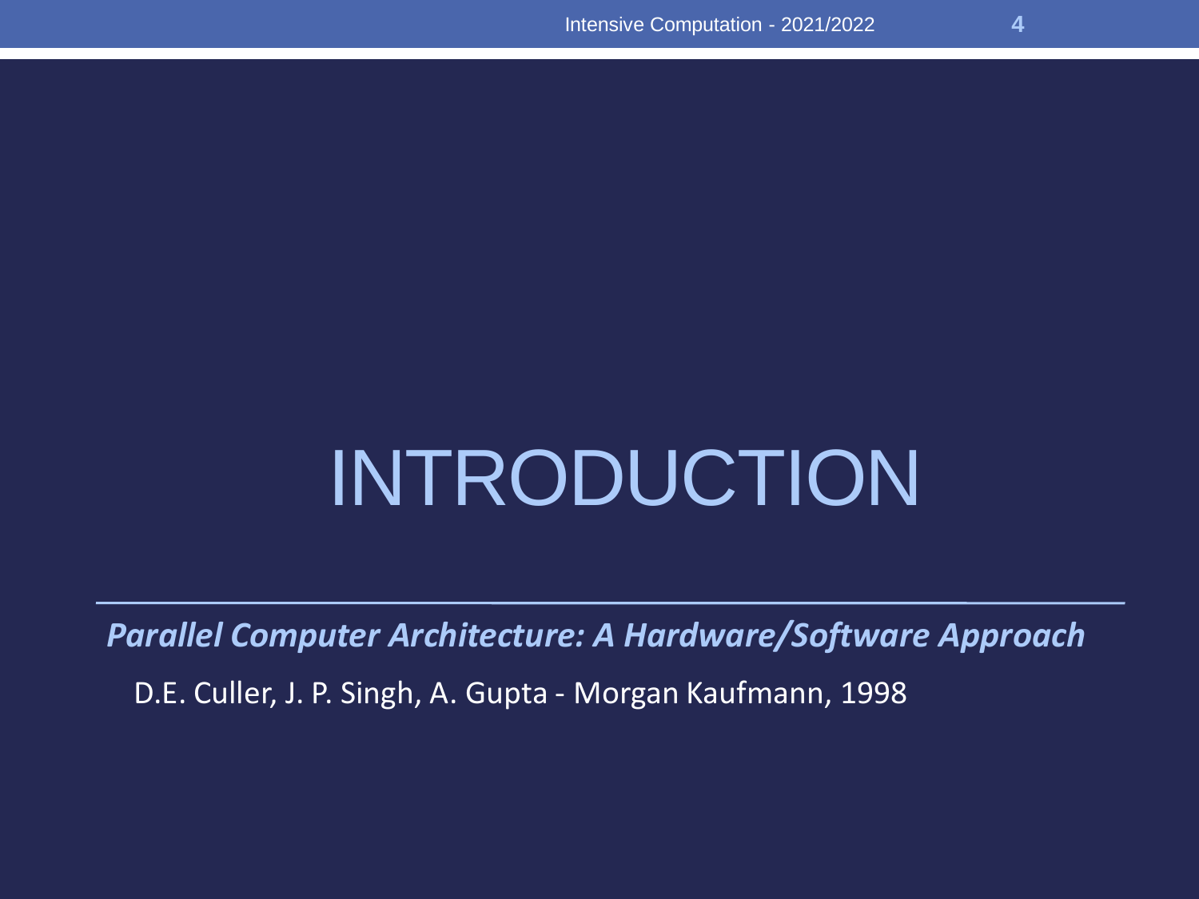# INTRODUCTION

***Parallel Computer Architecture: A Hardware/Software Approach***

D.E. Culler, J. P. Singh, A. Gupta - Morgan Kaufmann, 1998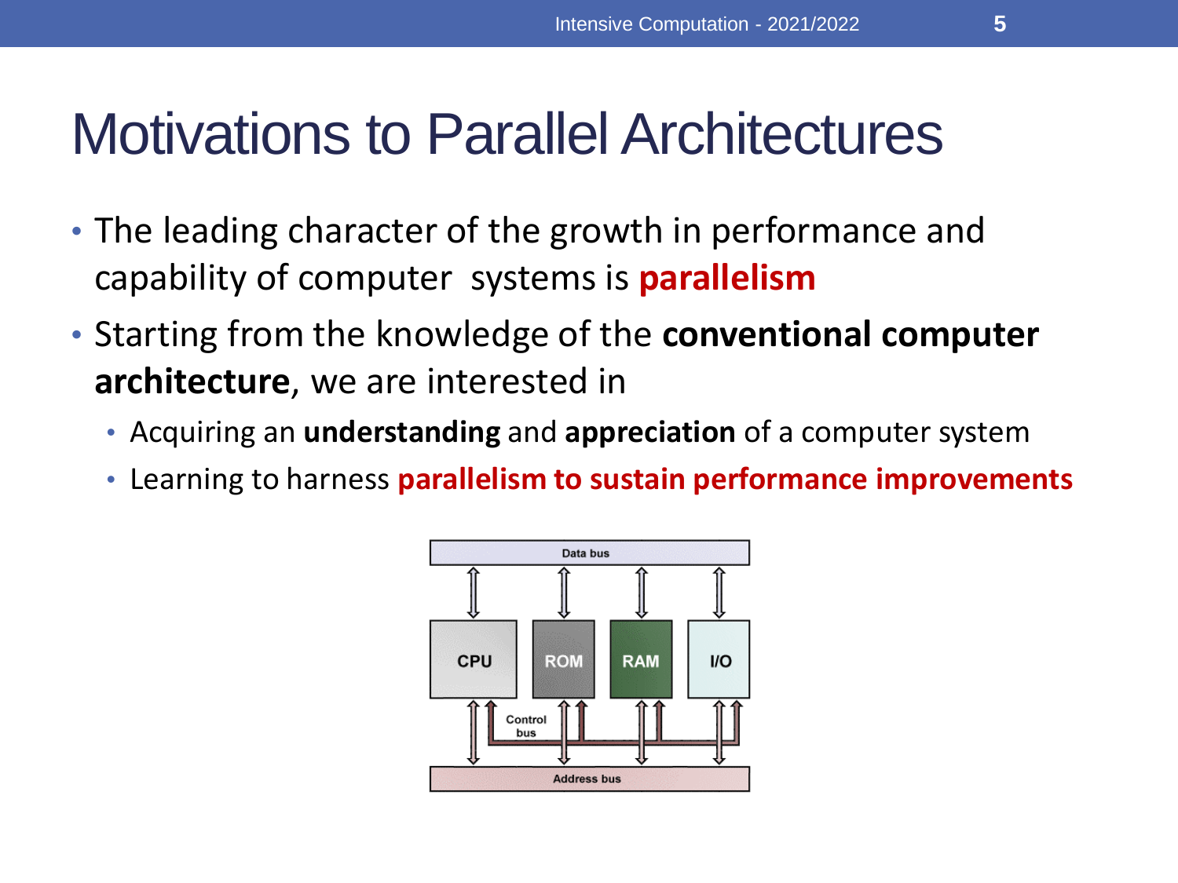# Motivations to Parallel Architectures

- The leading character of the growth in performance and capability of computer systems is **parallelism**
- Starting from the knowledge of the **conventional computer architecture**, we are interested in
  - Acquiring an **understanding** and **appreciation** of a computer system
  - Learning to harness **parallelism to sustain performance improvements**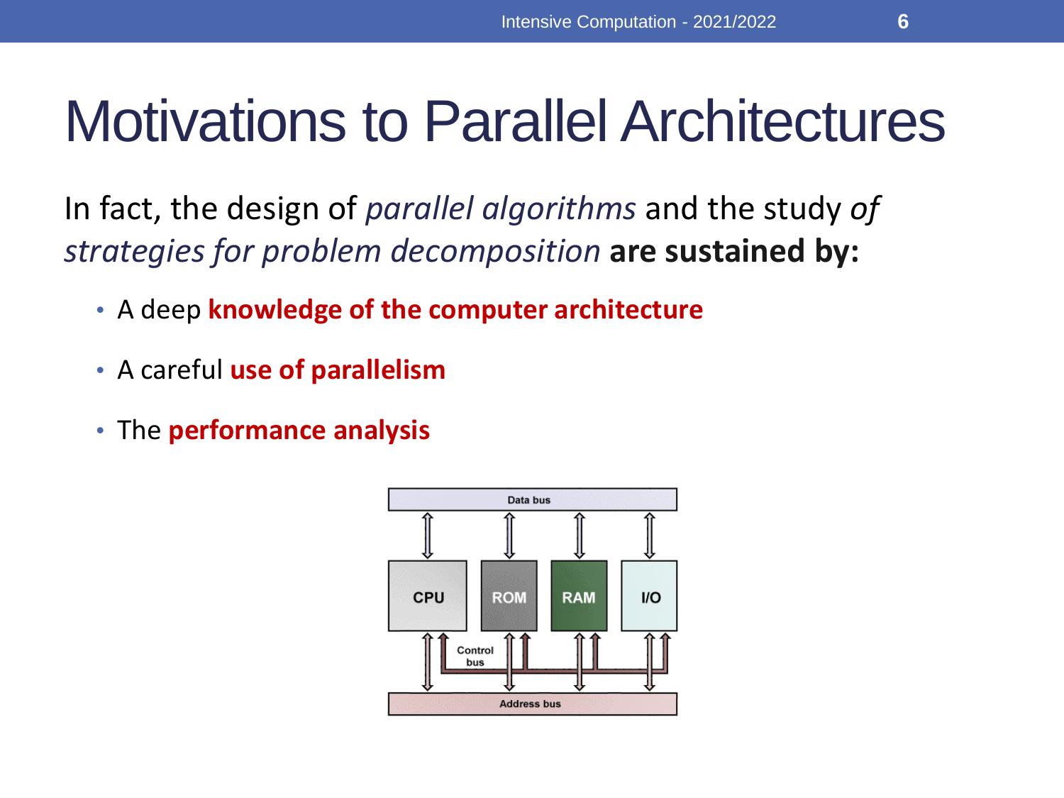# Motivations to Parallel Architectures

In fact, the design of *parallel algorithms* and the study *of strategies for problem decomposition* **are sustained by:**

- A deep **knowledge of the computer architecture**
- A careful **use of parallelism**
- The **performance analysis**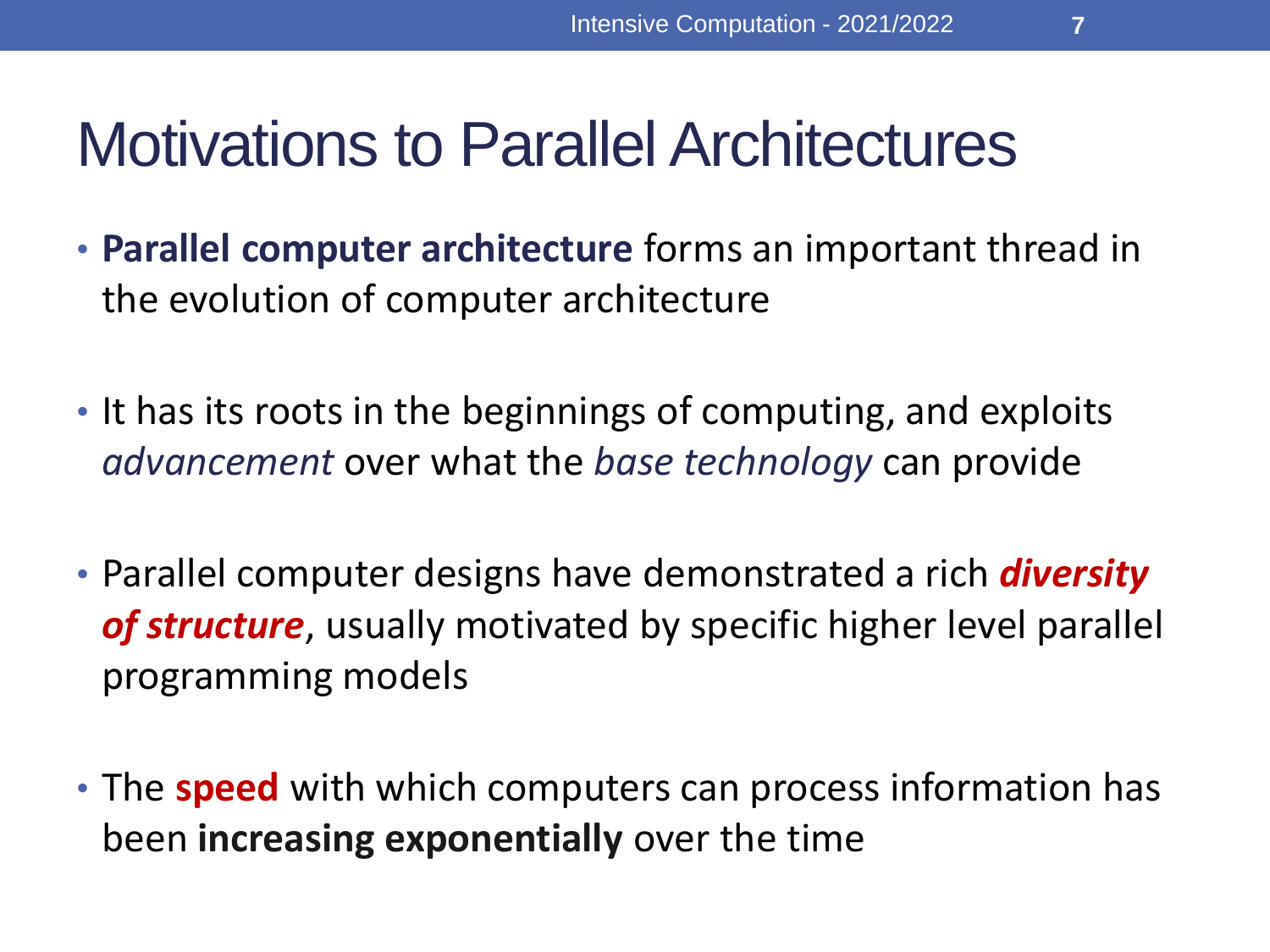# Motivations to Parallel Architectures

- **Parallel computer architecture** forms an important thread in the evolution of computer architecture
- It has its roots in the beginnings of computing, and exploits *advancement* over what the *base technology* can provide
- Parallel computer designs have demonstrated a rich ***diversity of structure***, usually motivated by specific higher level parallel programming models
- The **speed** with which computers can process information has been **increasing exponentially** over the time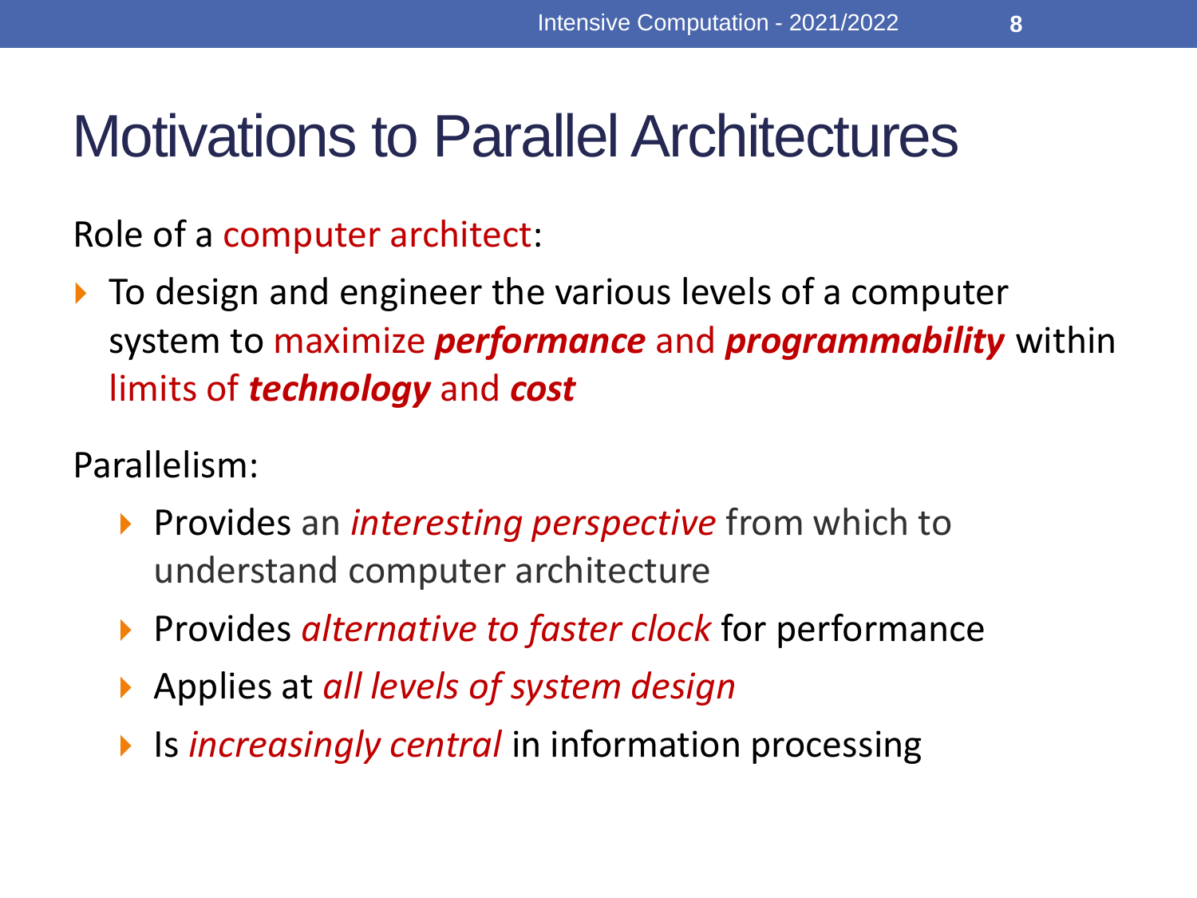# Motivations to Parallel Architectures

Role of a computer architect:

- To design and engineer the various levels of a computer system to maximize ***performance*** and ***programmability*** within limits of ***technology*** and ***cost***

Parallelism:

- Provides an *interesting perspective* from which to understand computer architecture
- Provides *alternative to faster clock* for performance
- Applies at *all levels of system design*
- Is *increasingly central* in information processing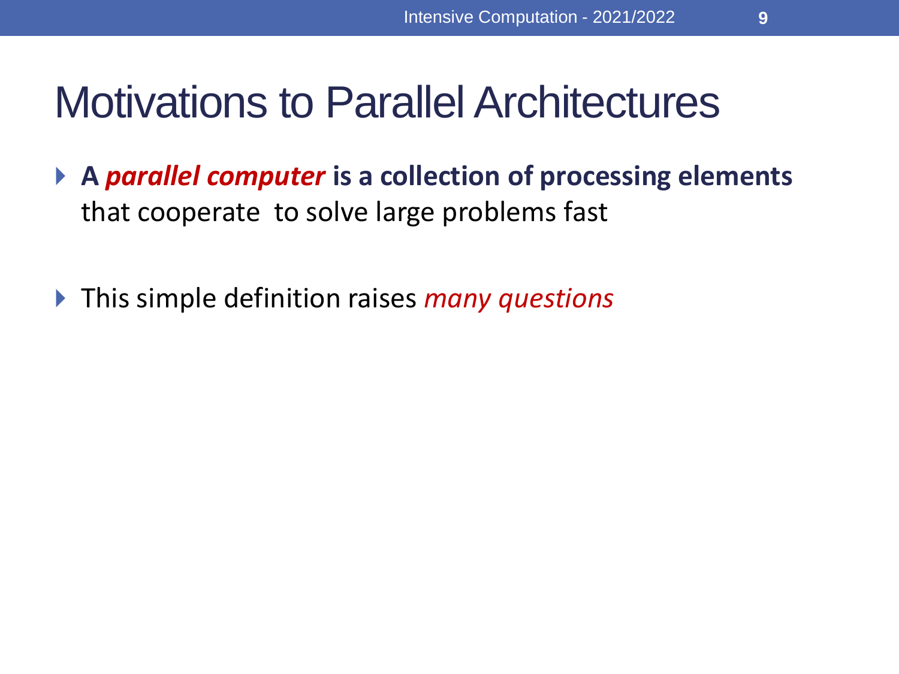# Motivations to Parallel Architectures

- **A *parallel computer* is a collection of processing elements** that cooperate to solve large problems fast

- This simple definition raises *many questions*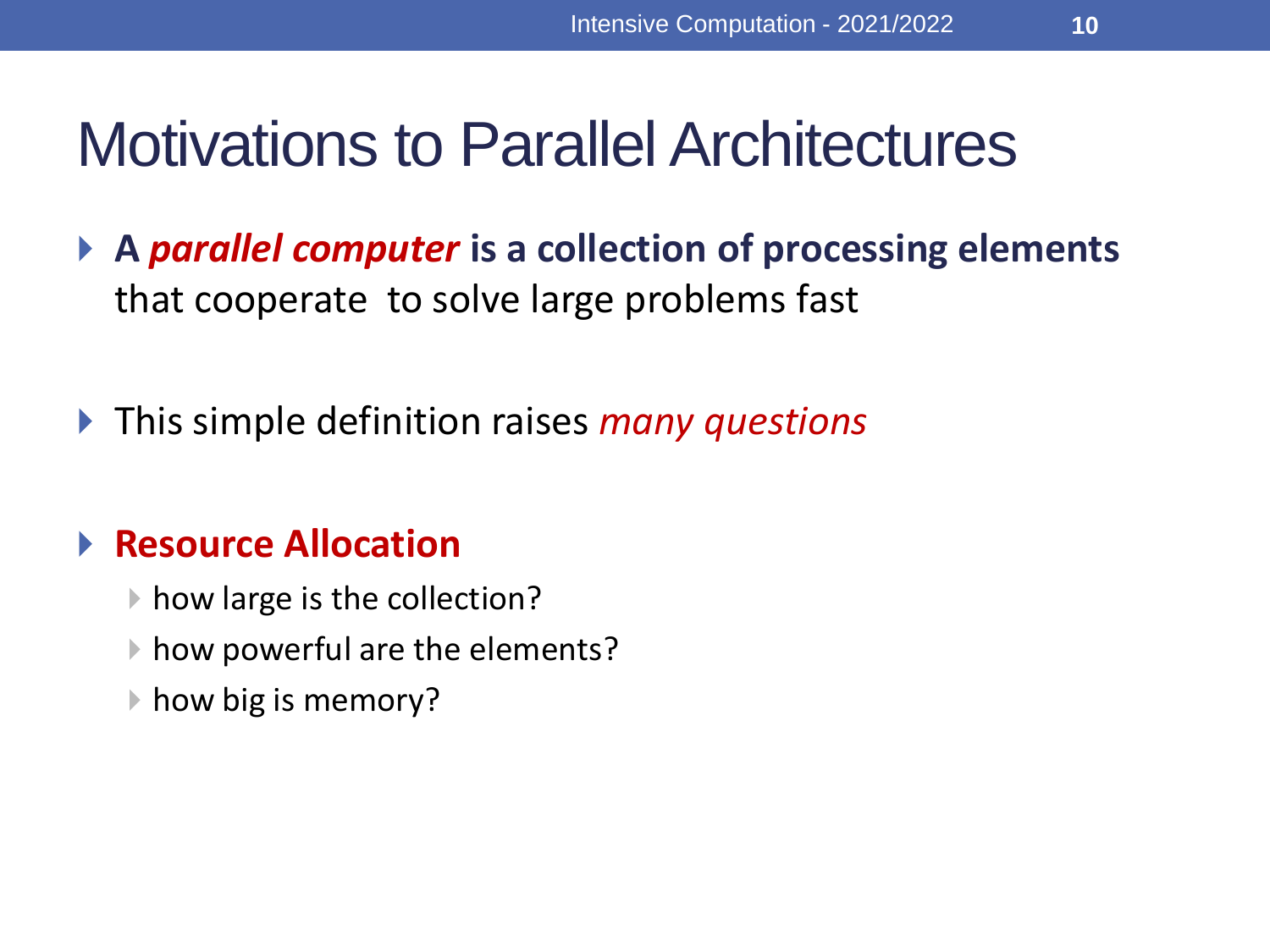# Motivations to Parallel Architectures

- **A *parallel computer* is a collection of processing elements** that cooperate to solve large problems fast

- This simple definition raises *many questions*

- **Resource Allocation**
  - how large is the collection?
  - how powerful are the elements?
  - how big is memory?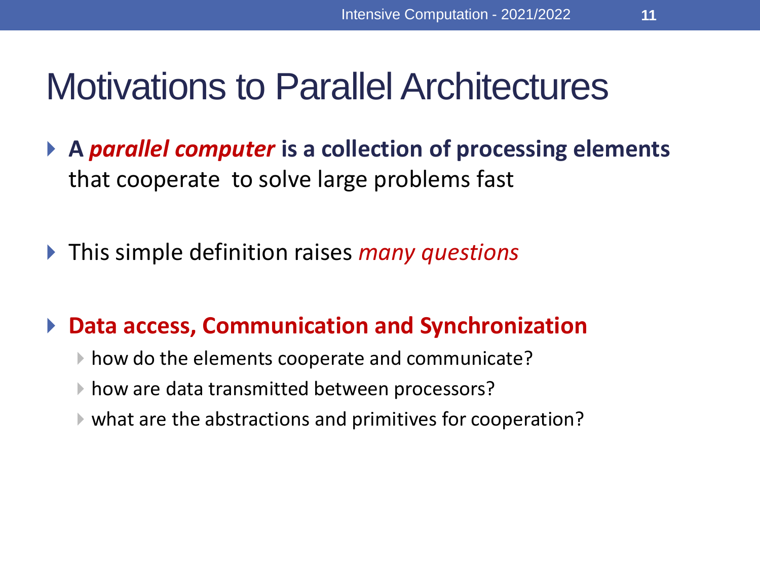# Motivations to Parallel Architectures

- **A *parallel computer* is a collection of processing elements** that cooperate to solve large problems fast
- This simple definition raises *many questions*
- **Data access, Communication and Synchronization**
  - how do the elements cooperate and communicate?
  - how are data transmitted between processors?
  - what are the abstractions and primitives for cooperation?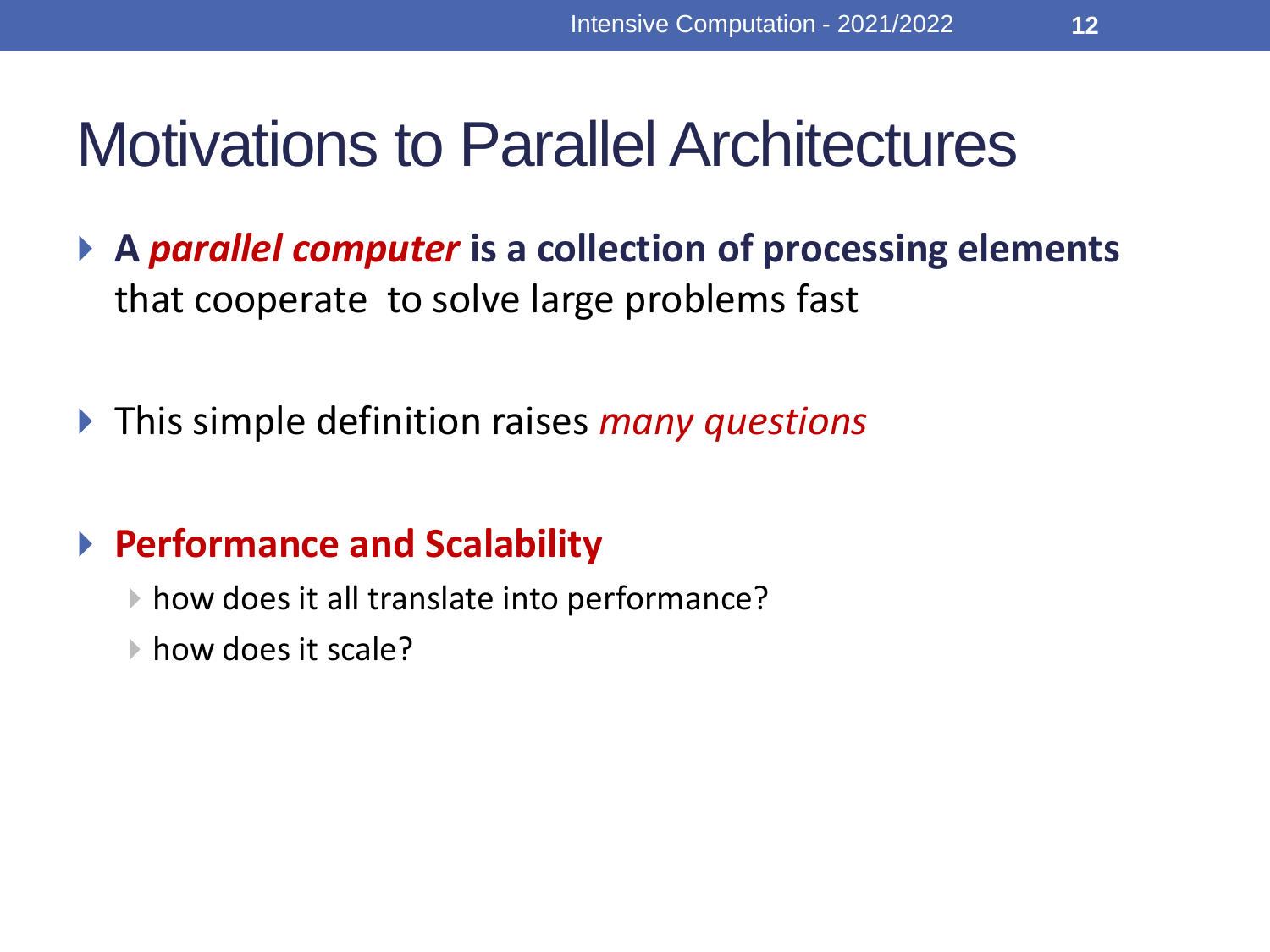# Motivations to Parallel Architectures

- **A *parallel computer* is a collection of processing elements** that cooperate to solve large problems fast

- This simple definition raises *many questions*

- **Performance and Scalability**
  - how does it all translate into performance?
  - how does it scale?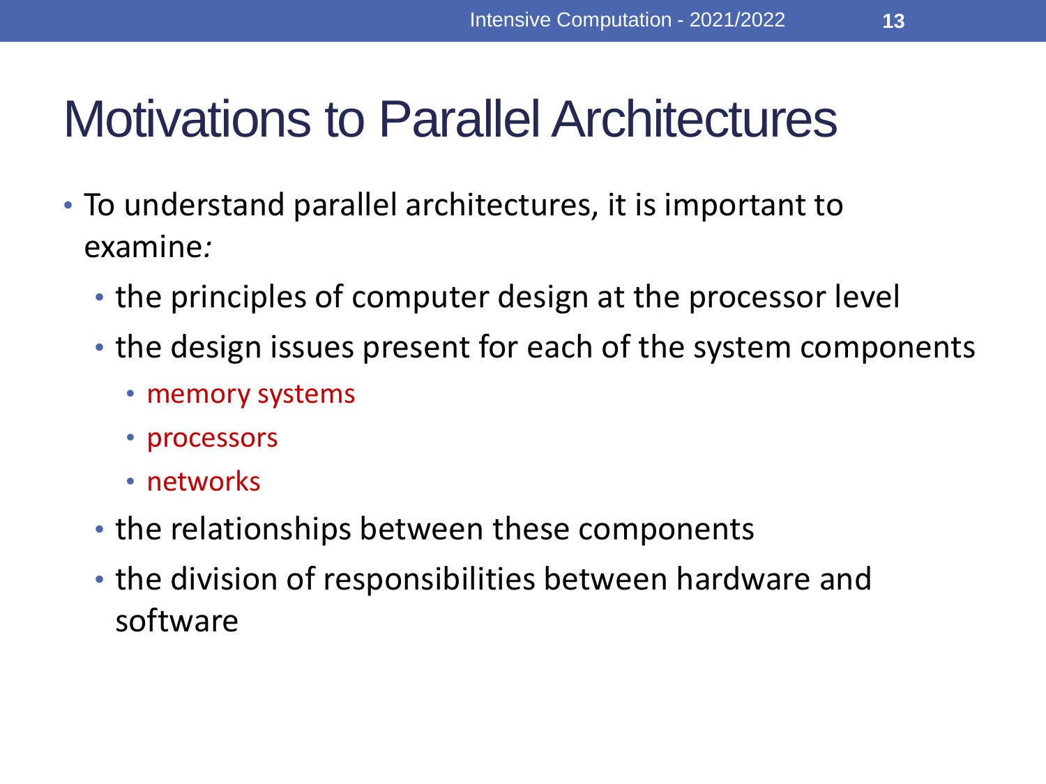# Motivations to Parallel Architectures

- To understand parallel architectures, it is important to examine*:*
  - the principles of computer design at the processor level
  - the design issues present for each of the system components
    - memory systems
    - processors
    - networks
  - the relationships between these components
  - the division of responsibilities between hardware and software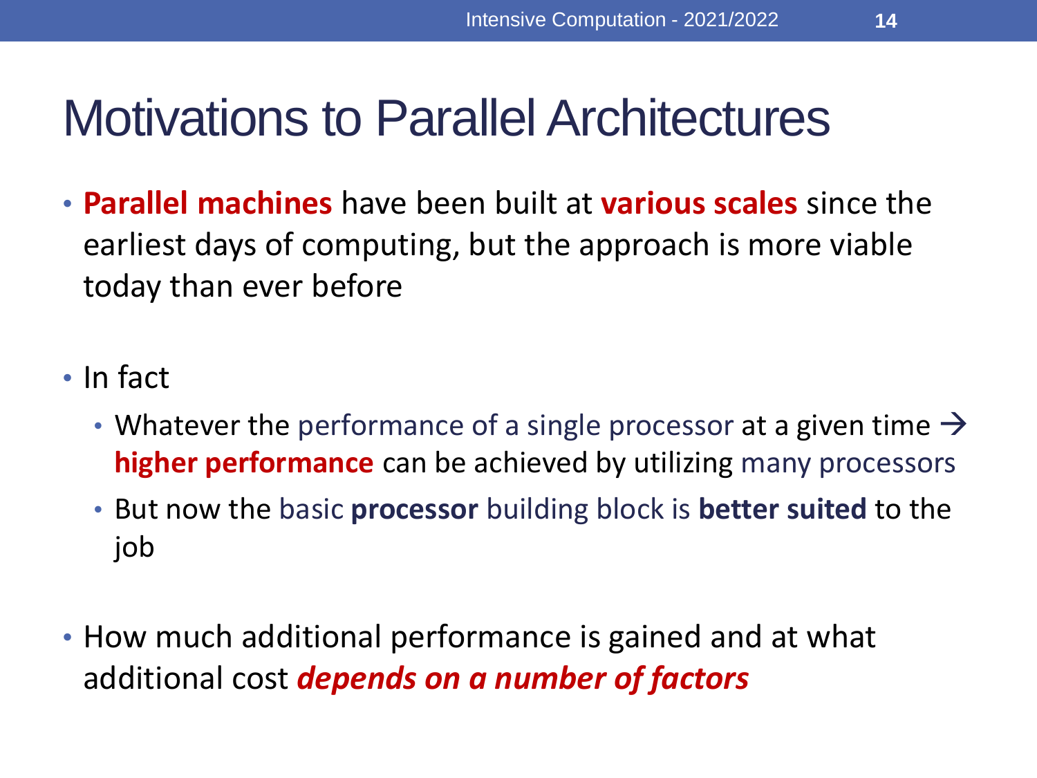# Motivations to Parallel Architectures

- **Parallel machines** have been built at **various scales** since the earliest days of computing, but the approach is more viable today than ever before

- In fact
  - Whatever the performance of a single processor at a given time → **higher performance** can be achieved by utilizing many processors
  - But now the basic **processor** building block is **better suited** to the job

- How much additional performance is gained and at what additional cost ***depends on a number of factors***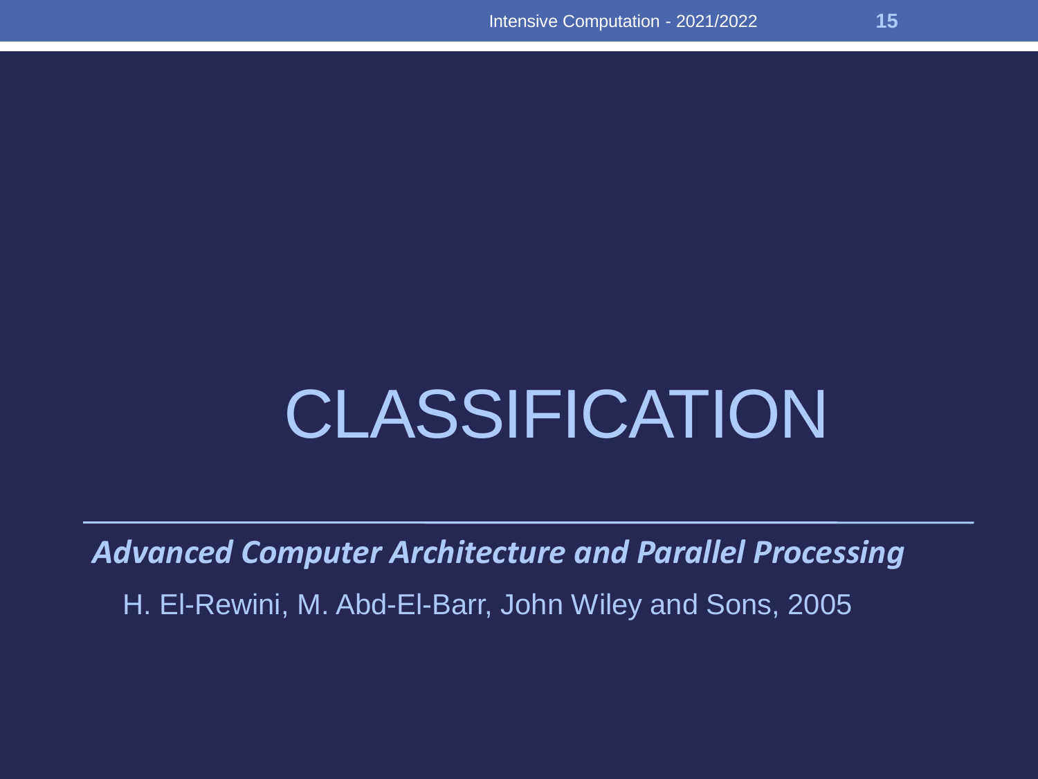# CLASSIFICATION

***Advanced Computer Architecture and Parallel Processing***

H. El-Rewini, M. Abd-El-Barr, John Wiley and Sons, 2005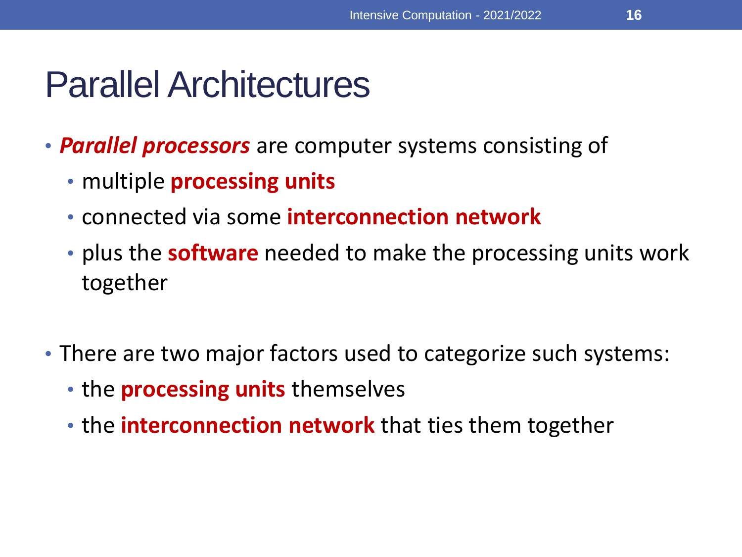# Parallel Architectures

- ***Parallel processors*** are computer systems consisting of
  - multiple **processing units**
  - connected via some **interconnection network**
  - plus the **software** needed to make the processing units work together
- There are two major factors used to categorize such systems:
  - the **processing units** themselves
  - the **interconnection network** that ties them together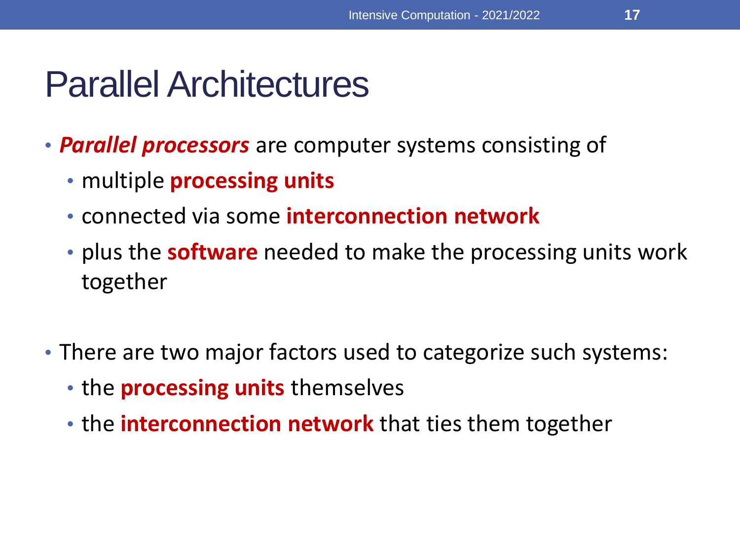# Parallel Architectures

- ***Parallel processors*** are computer systems consisting of
  - multiple **processing units**
  - connected via some **interconnection network**
  - plus the **software** needed to make the processing units work together

- There are two major factors used to categorize such systems:
  - the **processing units** themselves
  - the **interconnection network** that ties them together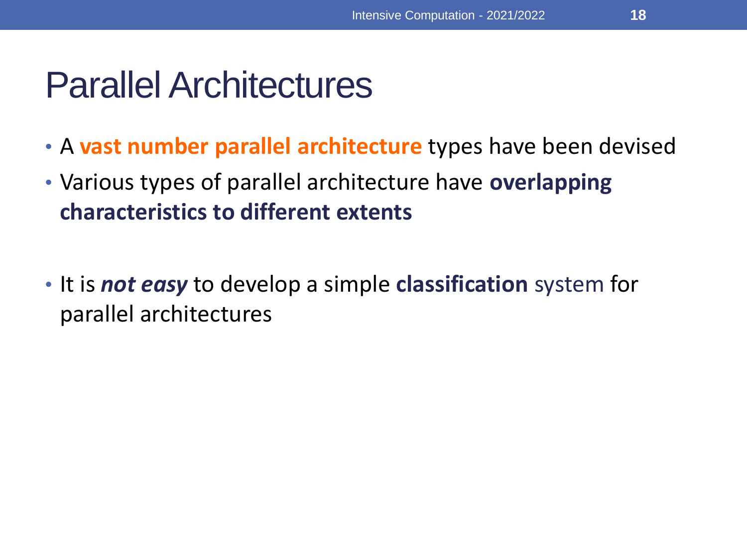# Parallel Architectures

- A **vast number parallel architecture** types have been devised
- Various types of parallel architecture have **overlapping characteristics to different extents**

- It is ***not easy*** to develop a simple **classification** system for parallel architectures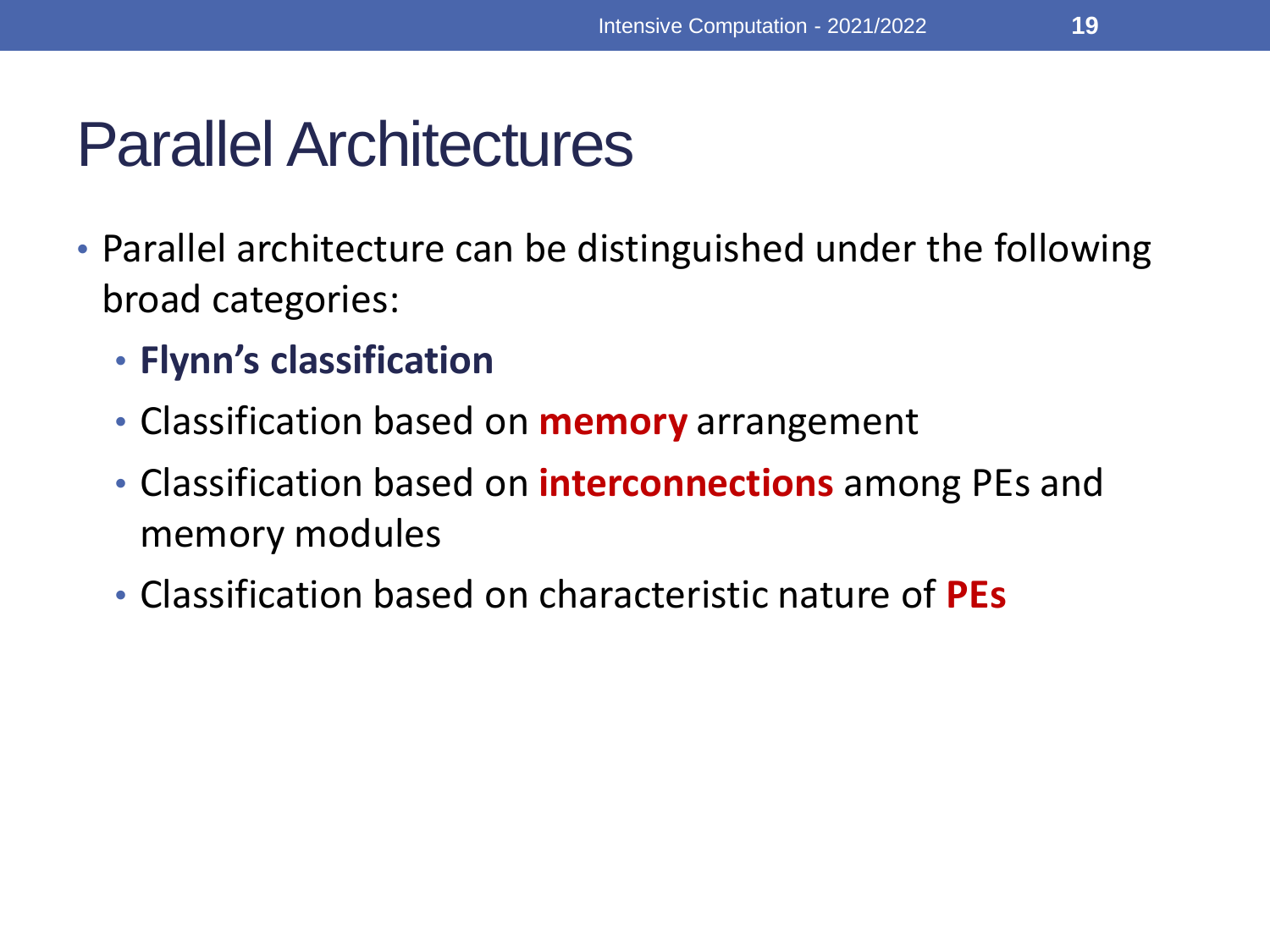# Parallel Architectures

- Parallel architecture can be distinguished under the following broad categories:
  - **Flynn's classification**
  - Classification based on **memory** arrangement
  - Classification based on **interconnections** among PEs and memory modules
  - Classification based on characteristic nature of **PEs**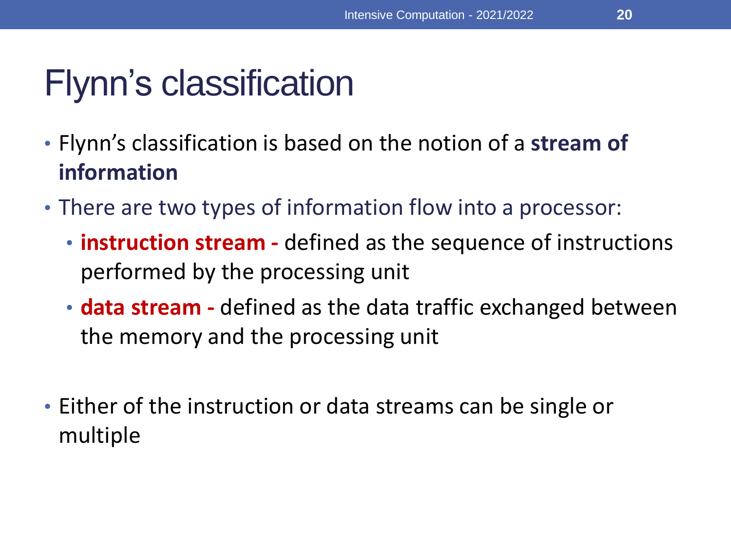# Flynn's classification

- Flynn's classification is based on the notion of a **stream of information**
- There are two types of information flow into a processor:
  - **instruction stream -** defined as the sequence of instructions performed by the processing unit
  - **data stream -** defined as the data traffic exchanged between the memory and the processing unit
- Either of the instruction or data streams can be single or multiple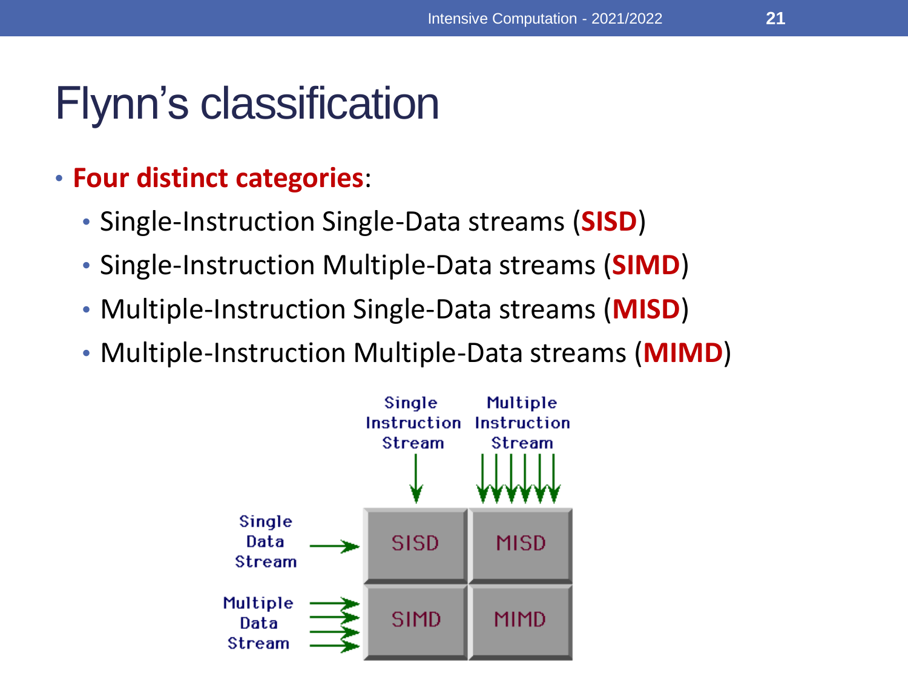# Flynn's classification

- **Four distinct categories**:
  - Single-Instruction Single-Data streams (**SISD**)
  - Single-Instruction Multiple-Data streams (**SIMD**)
  - Multiple-Instruction Single-Data streams (**MISD**)
  - Multiple-Instruction Multiple-Data streams (**MIMD**)

| | Single Instruction Stream | Multiple Instruction Stream |
|---|---|---|
| Single Data Stream | SISD | MISD |
| Multiple Data Stream | SIMD | MIMD |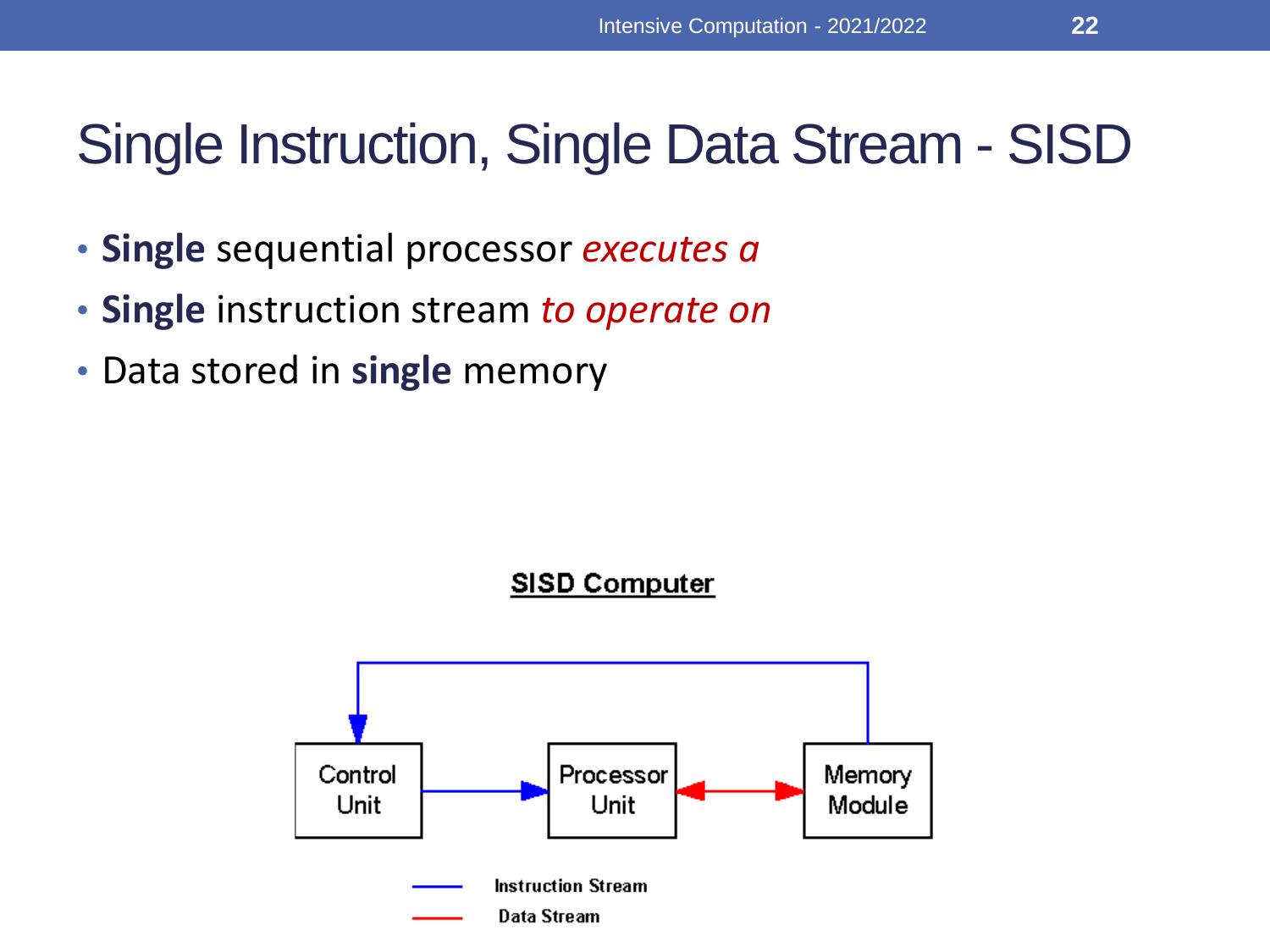# Single Instruction, Single Data Stream - SISD

- **Single** sequential processor *executes a*
- **Single** instruction stream *to operate on*
- Data stored in **single** memory

**SISD Computer**

Control Unit → Processor Unit ↔ Memory Module

Instruction Stream

Data Stream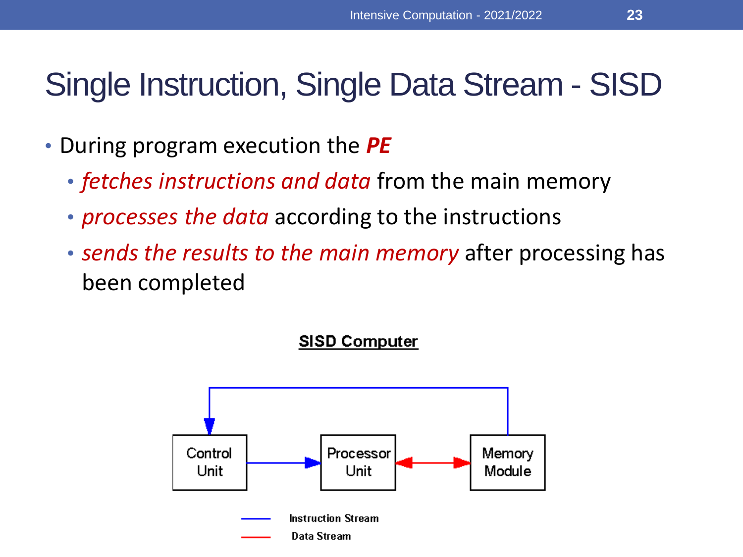# Single Instruction, Single Data Stream - SISD

- During program execution the ***PE***
  - *fetches instructions and data* from the main memory
  - *processes the data* according to the instructions
  - *sends the results to the main memory* after processing has been completed

**SISD Computer**

Control Unit

Processor Unit

Memory Module

Instruction Stream

Data Stream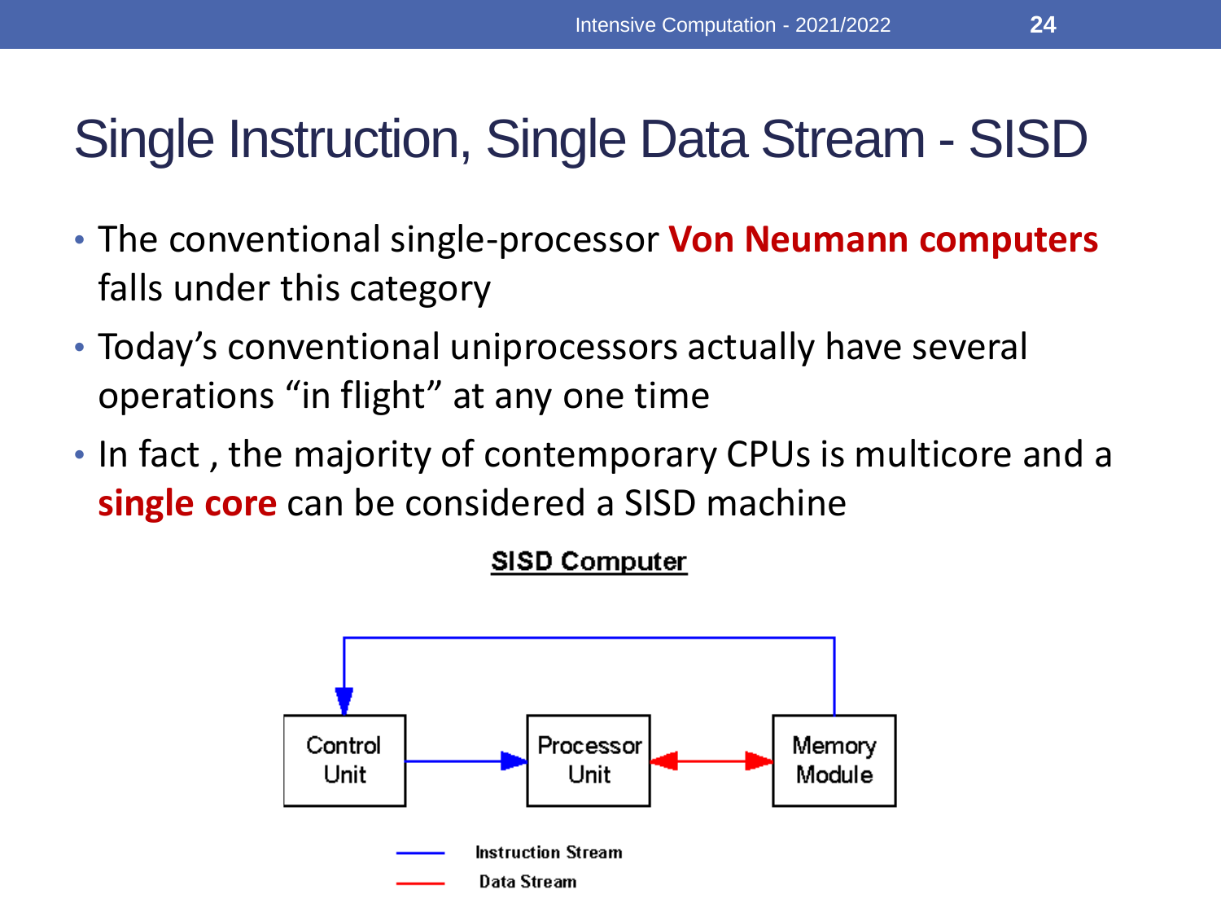# Single Instruction, Single Data Stream - SISD

- The conventional single-processor **Von Neumann computers** falls under this category
- Today's conventional uniprocessors actually have several operations "in flight" at any one time
- In fact , the majority of contemporary CPUs is multicore and a **single core** can be considered a SISD machine

SISD Computer

Control Unit

Processor Unit

Memory Module

Instruction Stream

Data Stream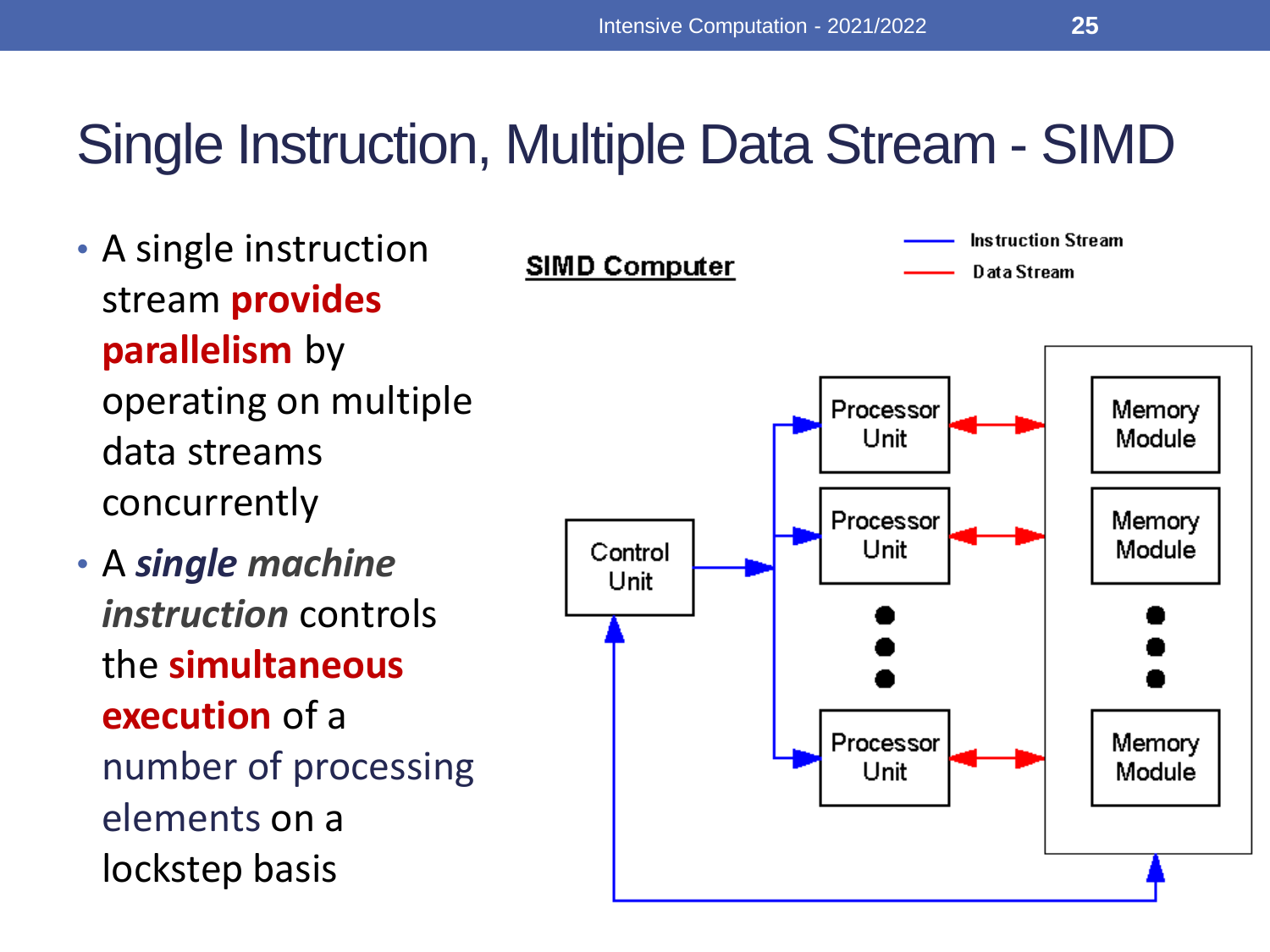# Single Instruction, Multiple Data Stream - SIMD

- A single instruction stream **provides parallelism** by operating on multiple data streams concurrently
- A ***single machine instruction*** controls the **simultaneous execution** of a number of processing elements on a lockstep basis

**SIMD Computer**

Instruction Stream

Data Stream

Control Unit

Processor Unit

Processor Unit

Processor Unit

Memory Module

Memory Module

Memory Module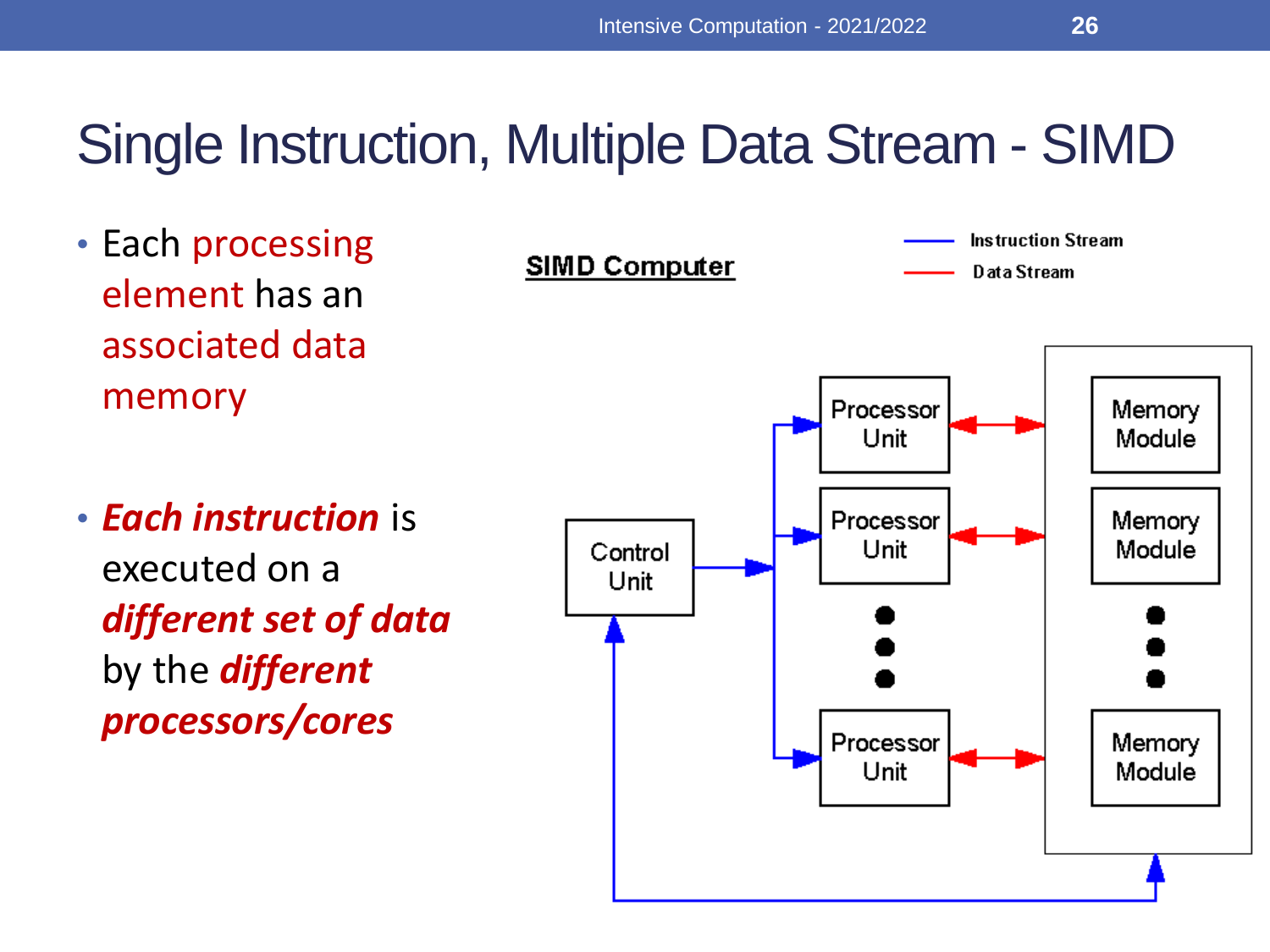# Single Instruction, Multiple Data Stream - SIMD

- Each processing element has an associated data memory

- ***Each instruction*** is executed on a ***different set of data*** by the ***different processors/cores***

**SIMD Computer**

Instruction Stream

Data Stream

Control Unit

Processor Unit

Processor Unit

Processor Unit

Memory Module

Memory Module

Memory Module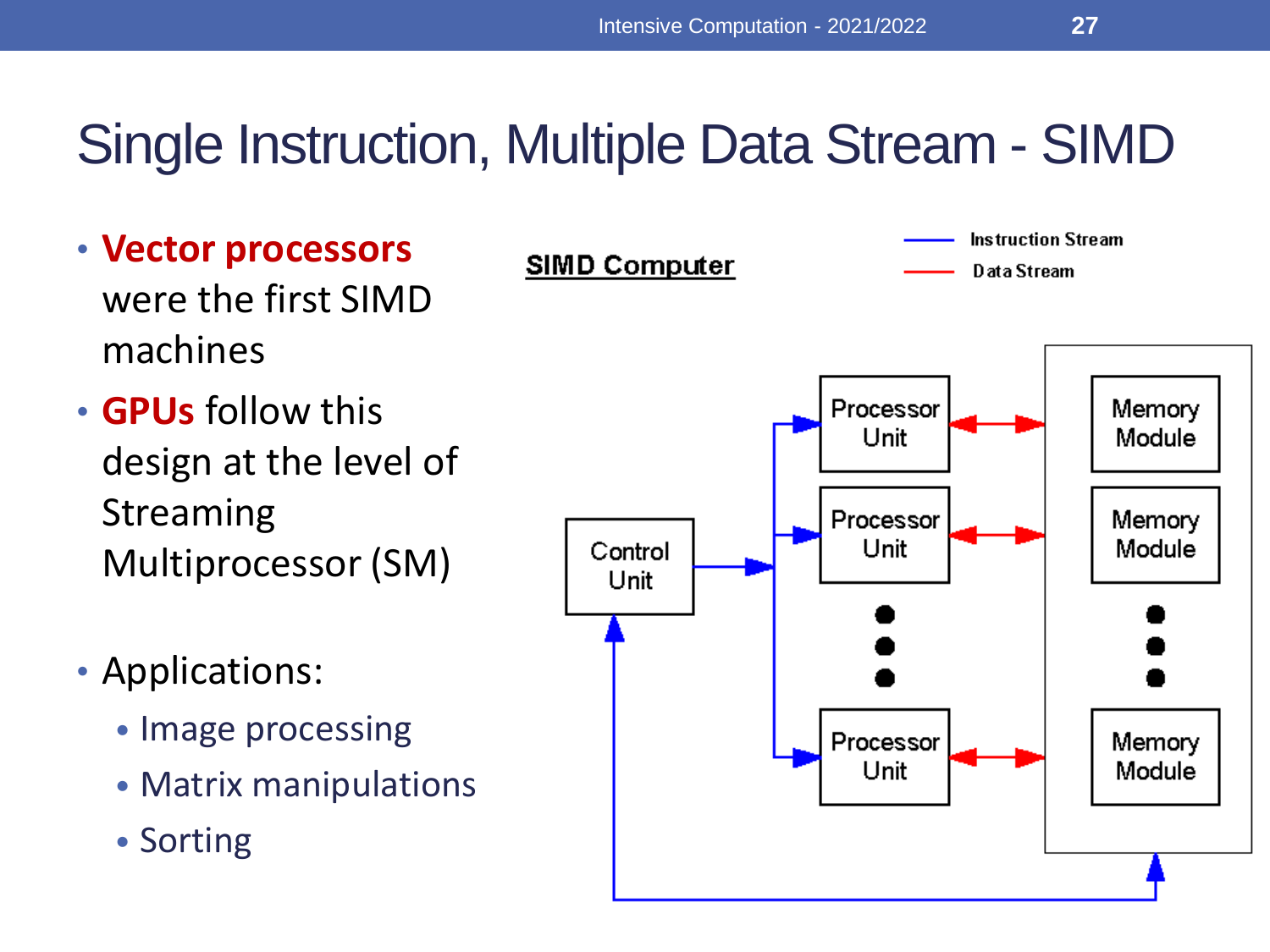# Single Instruction, Multiple Data Stream - SIMD

- **Vector processors** were the first SIMD machines
- **GPUs** follow this design at the level of Streaming Multiprocessor (SM)
- Applications:
  - Image processing
  - Matrix manipulations
  - Sorting

**SIMD Computer**

Instruction Stream

Data Stream

Control Unit

Processor Unit

Processor Unit

Processor Unit

Memory Module

Memory Module

Memory Module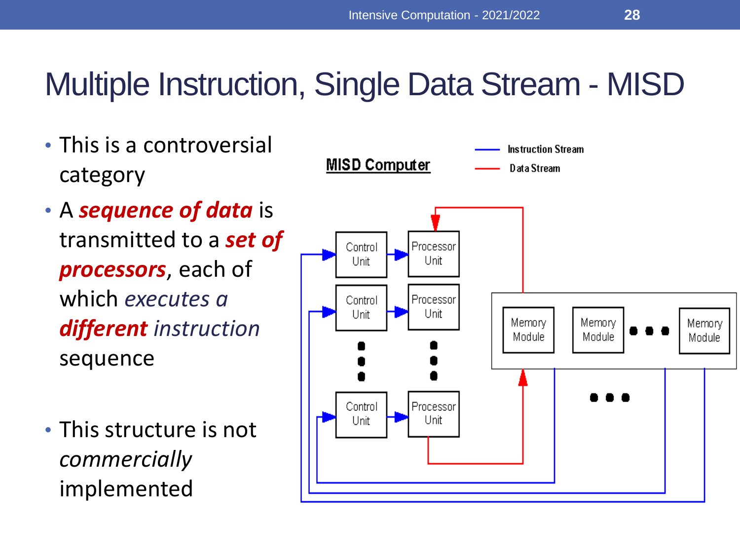# Multiple Instruction, Single Data Stream - MISD

- This is a controversial category
- A ***sequence of data*** is transmitted to a ***set of processors***, each of which *executes a* ***different*** *instruction* sequence
- This structure is not *commercially* implemented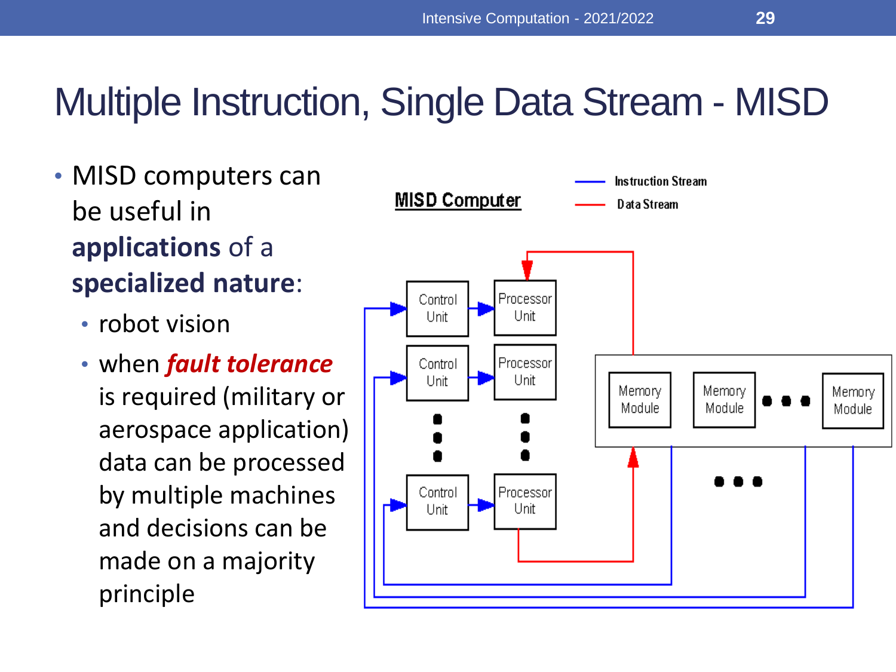# Multiple Instruction, Single Data Stream - MISD

- MISD computers can be useful in **applications** of a **specialized nature**:
  - robot vision
  - when ***fault tolerance*** is required (military or aerospace application) data can be processed by multiple machines and decisions can be made on a majority principle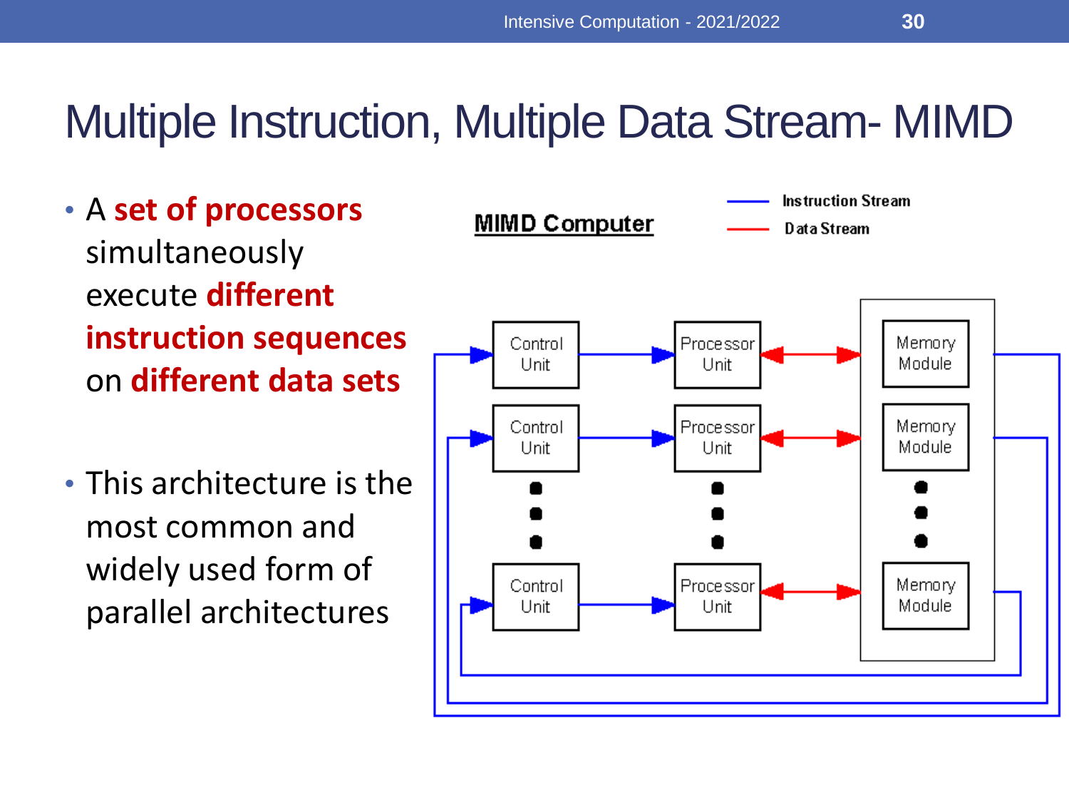# Multiple Instruction, Multiple Data Stream- MIMD

- A **set of processors** simultaneously execute **different instruction sequences** on **different data sets**

- This architecture is the most common and widely used form of parallel architectures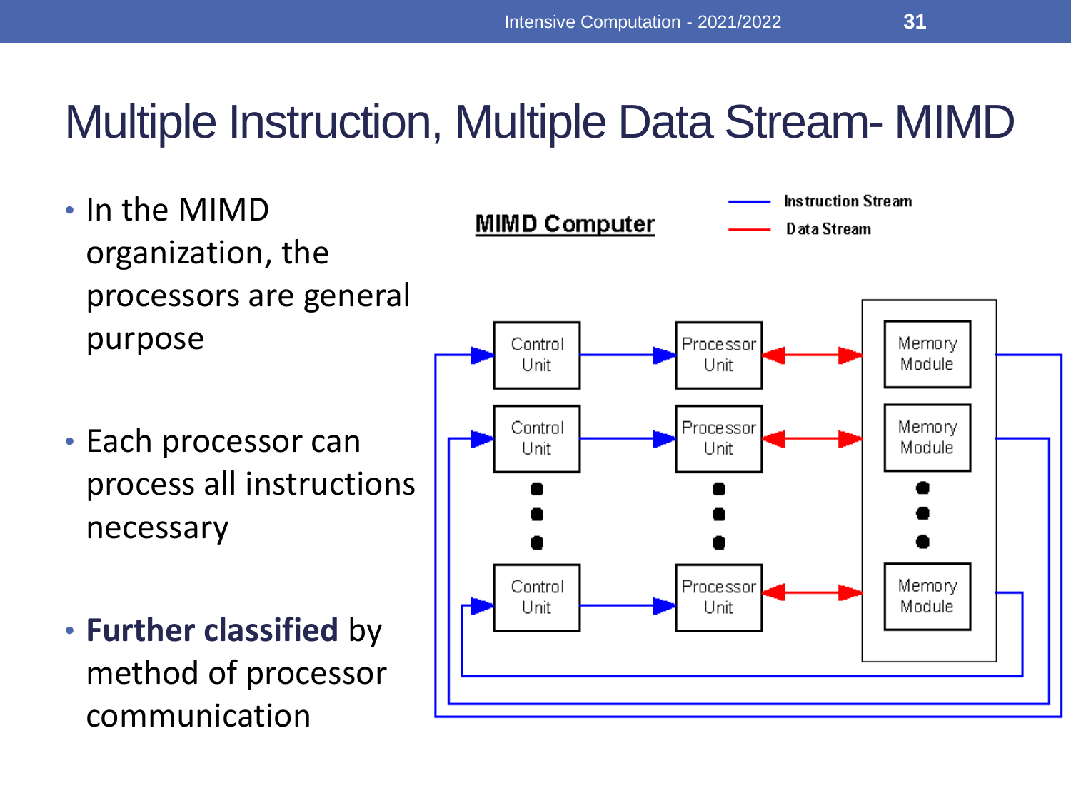# Multiple Instruction, Multiple Data Stream- MIMD

- In the MIMD organization, the processors are general purpose
- Each processor can process all instructions necessary
- **Further classified** by method of processor communication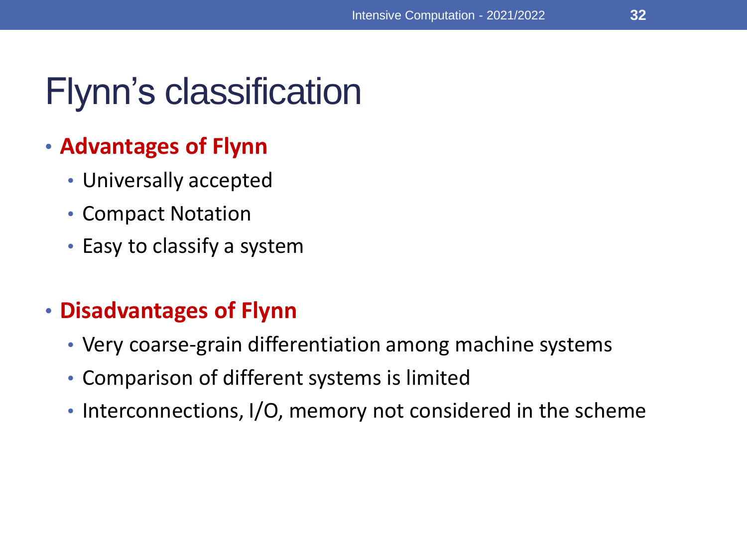# Flynn's classification

- **Advantages of Flynn**
  - Universally accepted
  - Compact Notation
  - Easy to classify a system

- **Disadvantages of Flynn**
  - Very coarse-grain differentiation among machine systems
  - Comparison of different systems is limited
  - Interconnections, I/O, memory not considered in the scheme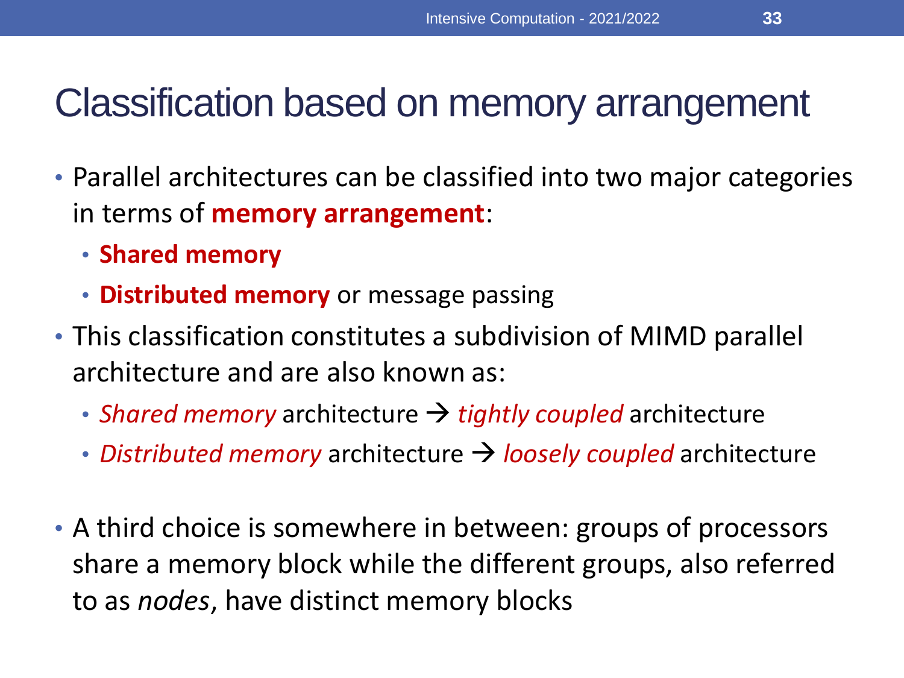# Classification based on memory arrangement

- Parallel architectures can be classified into two major categories in terms of **memory arrangement**:
  - **Shared memory**
  - **Distributed memory** or message passing
- This classification constitutes a subdivision of MIMD parallel architecture and are also known as:
  - *Shared memory* architecture → *tightly coupled* architecture
  - *Distributed memory* architecture → *loosely coupled* architecture
- A third choice is somewhere in between: groups of processors share a memory block while the different groups, also referred to as *nodes*, have distinct memory blocks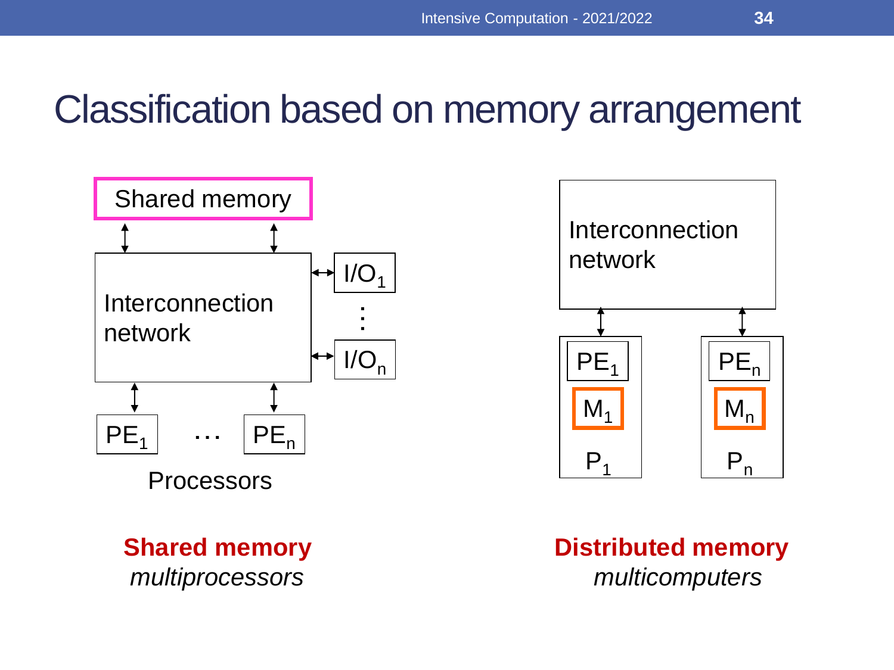# Classification based on memory arrangement

Shared memory

Interconnection network

$I/O_1$

$I/O_n$

$PE_1$ … $PE_n$

Processors

Interconnection network

$PE_1$

$M_1$

$P_1$

$PE_n$

$M_n$

$P_n$

**Shared memory**
*multiprocessors*

**Distributed memory**
*multicomputers*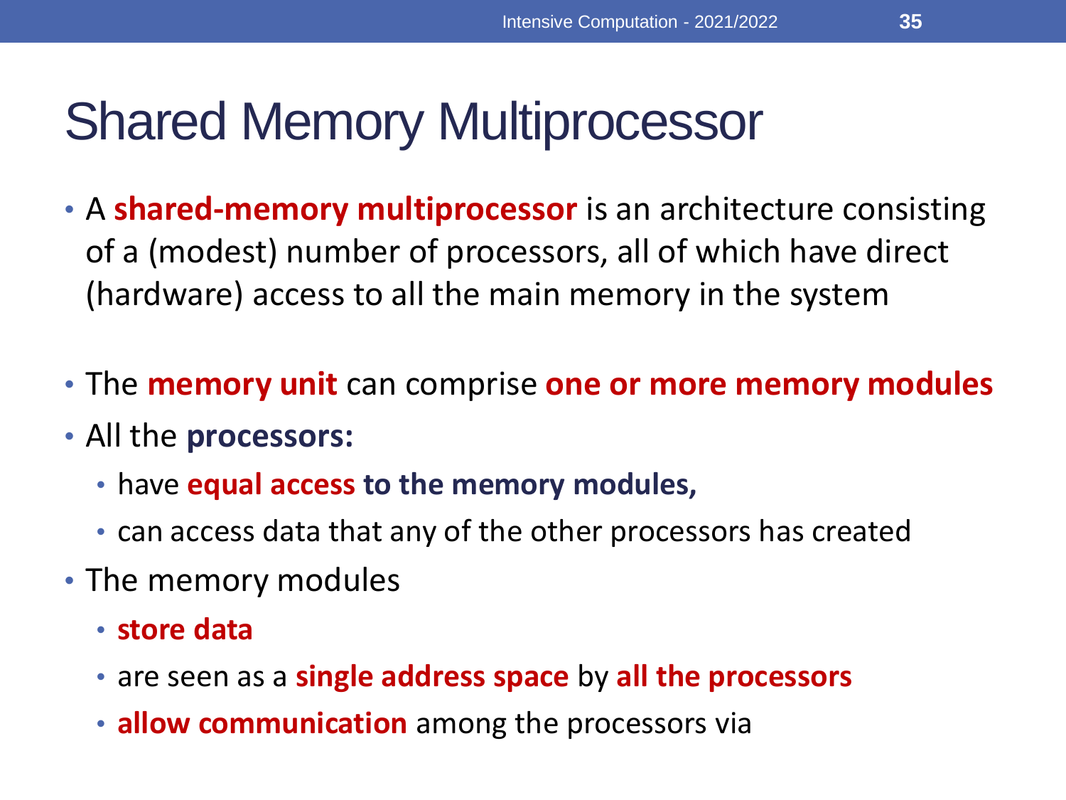# Shared Memory Multiprocessor

- A **shared-memory multiprocessor** is an architecture consisting of a (modest) number of processors, all of which have direct (hardware) access to all the main memory in the system

- The **memory unit** can comprise **one or more memory modules**
- All the **processors:**
  - have **equal access to the memory modules,**
  - can access data that any of the other processors has created
- The memory modules
  - **store data**
  - are seen as a **single address space** by **all the processors**
  - **allow communication** among the processors via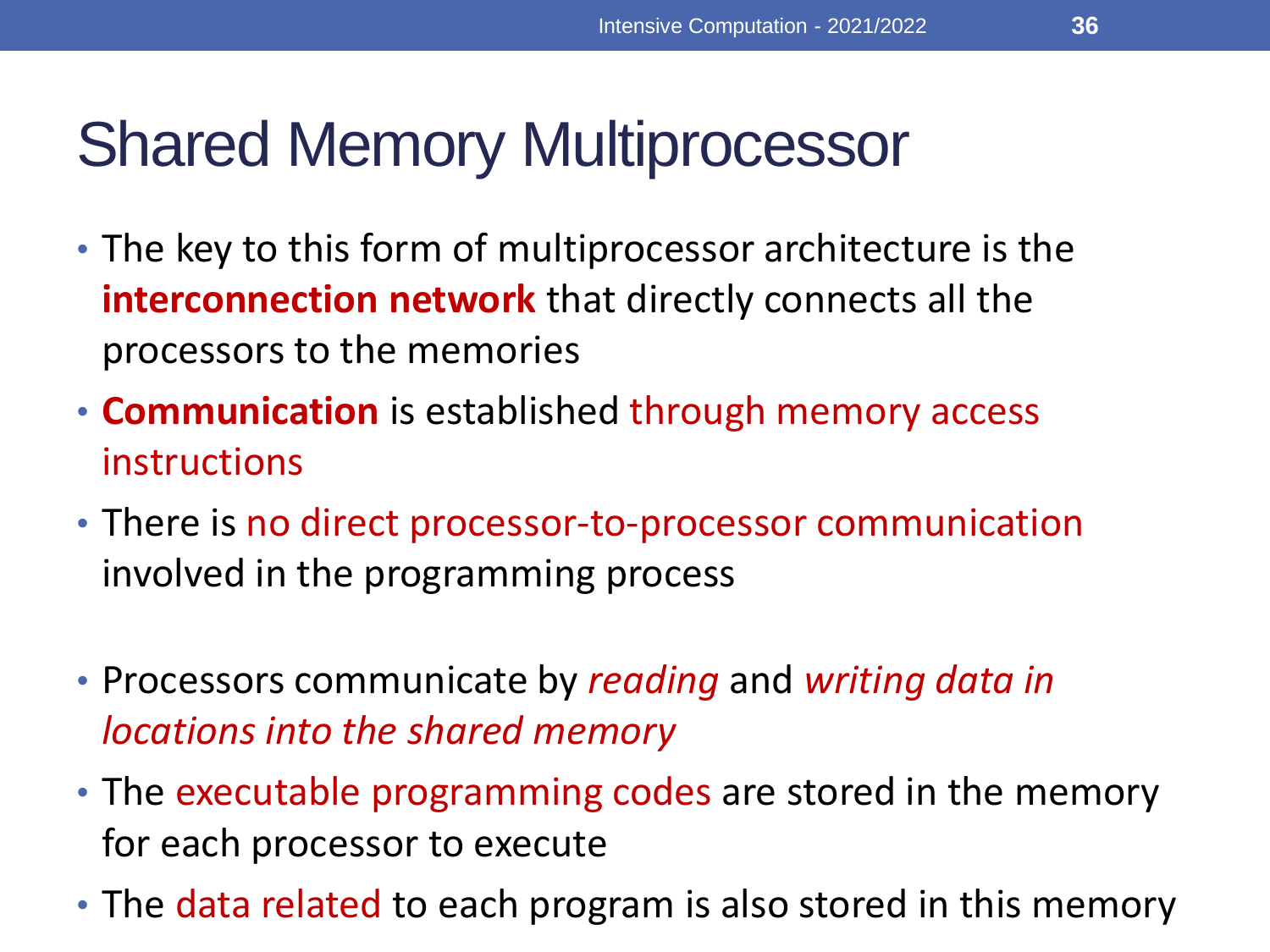# Shared Memory Multiprocessor

- The key to this form of multiprocessor architecture is the **interconnection network** that directly connects all the processors to the memories
- **Communication** is established through memory access instructions
- There is no direct processor-to-processor communication involved in the programming process
- Processors communicate by *reading* and *writing data in locations into the shared memory*
- The executable programming codes are stored in the memory for each processor to execute
- The data related to each program is also stored in this memory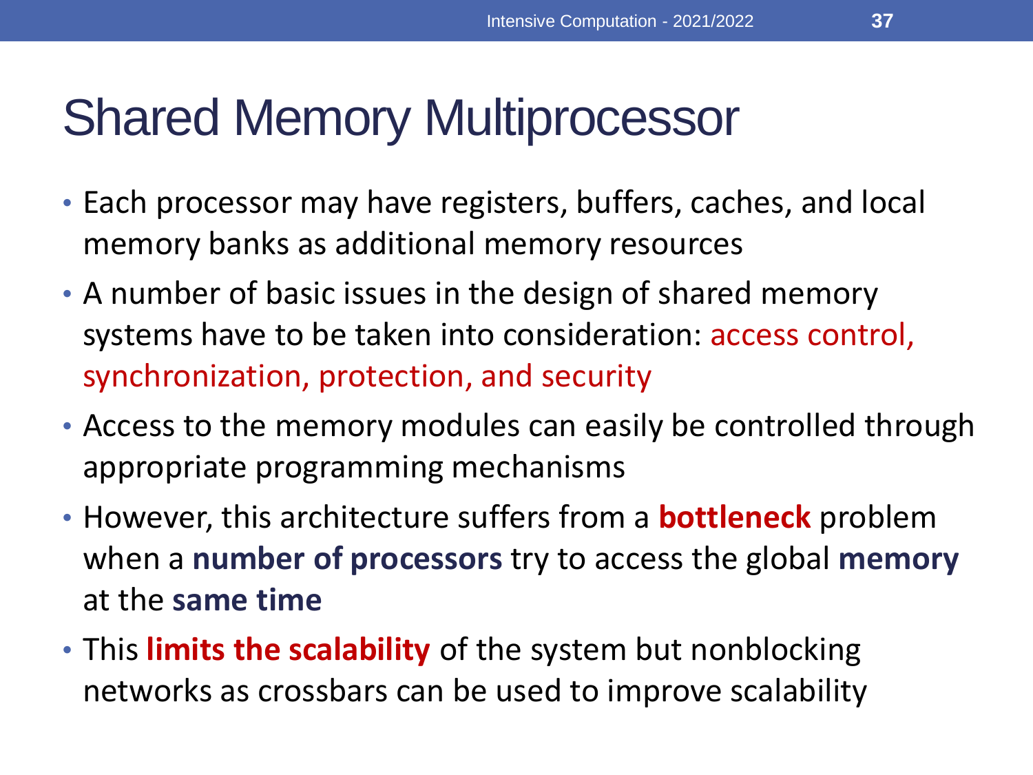# Shared Memory Multiprocessor

- Each processor may have registers, buffers, caches, and local memory banks as additional memory resources
- A number of basic issues in the design of shared memory systems have to be taken into consideration: access control, synchronization, protection, and security
- Access to the memory modules can easily be controlled through appropriate programming mechanisms
- However, this architecture suffers from a **bottleneck** problem when a **number of processors** try to access the global **memory** at the **same time**
- This **limits the scalability** of the system but nonblocking networks as crossbars can be used to improve scalability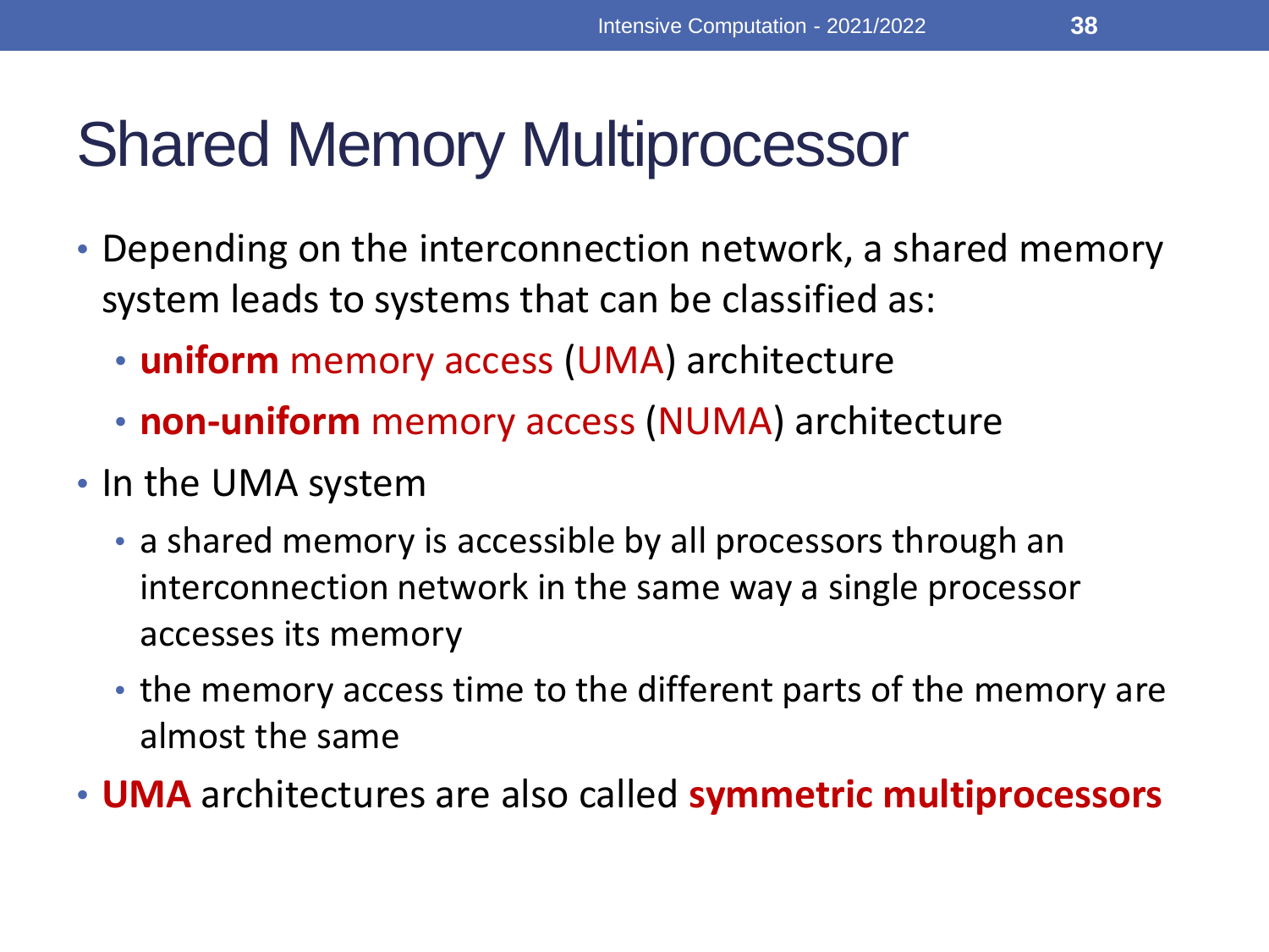# Shared Memory Multiprocessor

- Depending on the interconnection network, a shared memory system leads to systems that can be classified as:
  - **uniform** memory access (UMA) architecture
  - **non-uniform** memory access (NUMA) architecture
- In the UMA system
  - a shared memory is accessible by all processors through an interconnection network in the same way a single processor accesses its memory
  - the memory access time to the different parts of the memory are almost the same
- **UMA** architectures are also called **symmetric multiprocessors**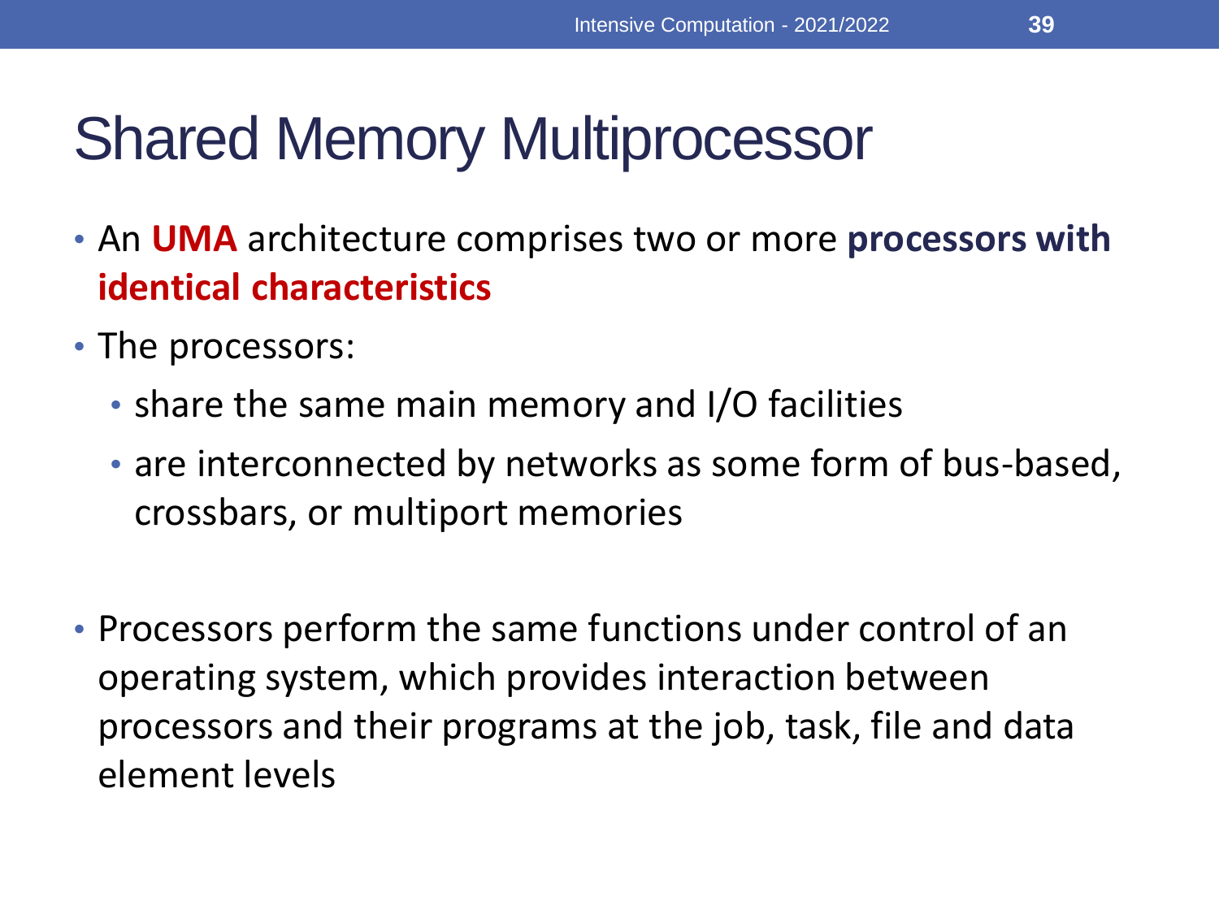# Shared Memory Multiprocessor

- An **UMA** architecture comprises two or more **processors with identical characteristics**
- The processors:
  - share the same main memory and I/O facilities
  - are interconnected by networks as some form of bus-based, crossbars, or multiport memories
- Processors perform the same functions under control of an operating system, which provides interaction between processors and their programs at the job, task, file and data element levels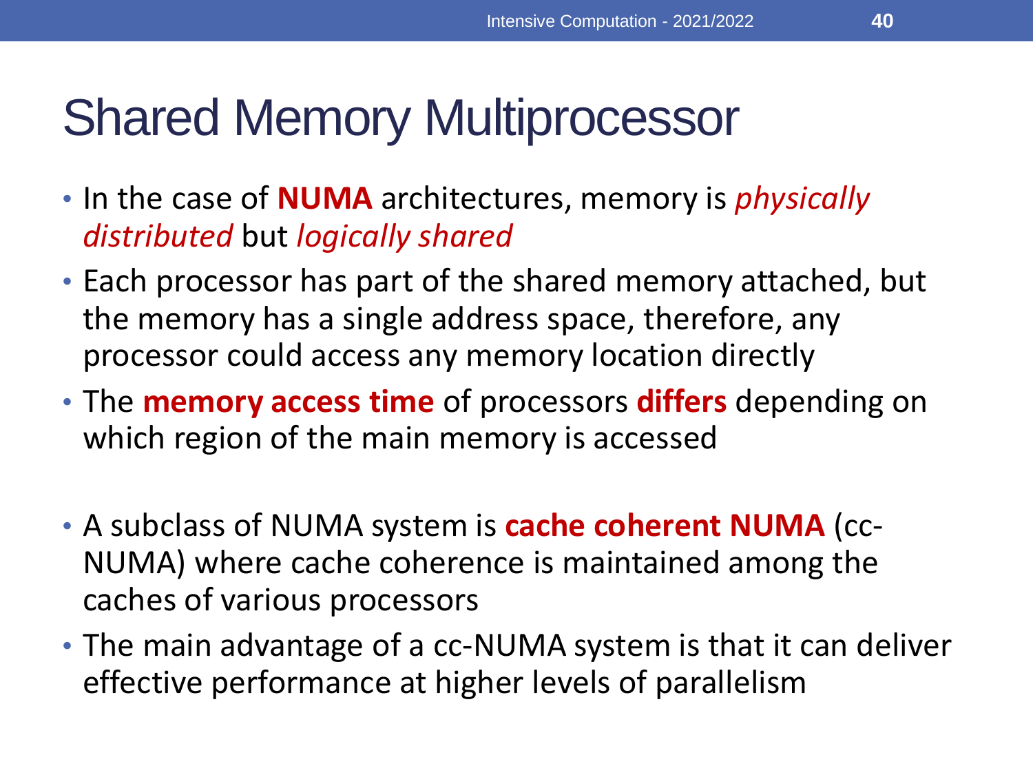# Shared Memory Multiprocessor

- In the case of **NUMA** architectures, memory is *physically distributed* but *logically shared*
- Each processor has part of the shared memory attached, but the memory has a single address space, therefore, any processor could access any memory location directly
- The **memory access time** of processors **differs** depending on which region of the main memory is accessed

- A subclass of NUMA system is **cache coherent NUMA** (cc-NUMA) where cache coherence is maintained among the caches of various processors
- The main advantage of a cc-NUMA system is that it can deliver effective performance at higher levels of parallelism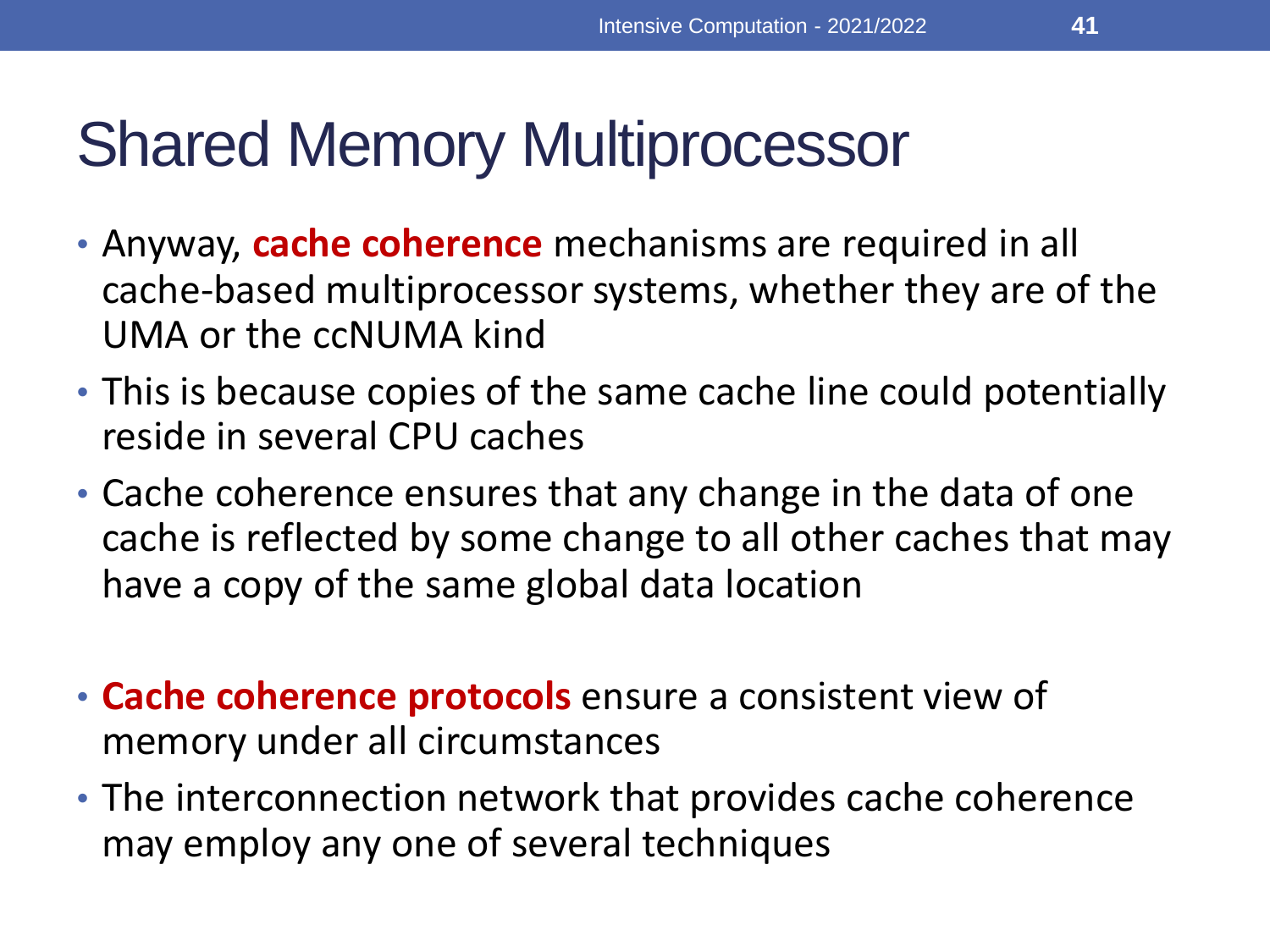# Shared Memory Multiprocessor

- Anyway, **cache coherence** mechanisms are required in all cache-based multiprocessor systems, whether they are of the UMA or the ccNUMA kind
- This is because copies of the same cache line could potentially reside in several CPU caches
- Cache coherence ensures that any change in the data of one cache is reflected by some change to all other caches that may have a copy of the same global data location

- **Cache coherence protocols** ensure a consistent view of memory under all circumstances
- The interconnection network that provides cache coherence may employ any one of several techniques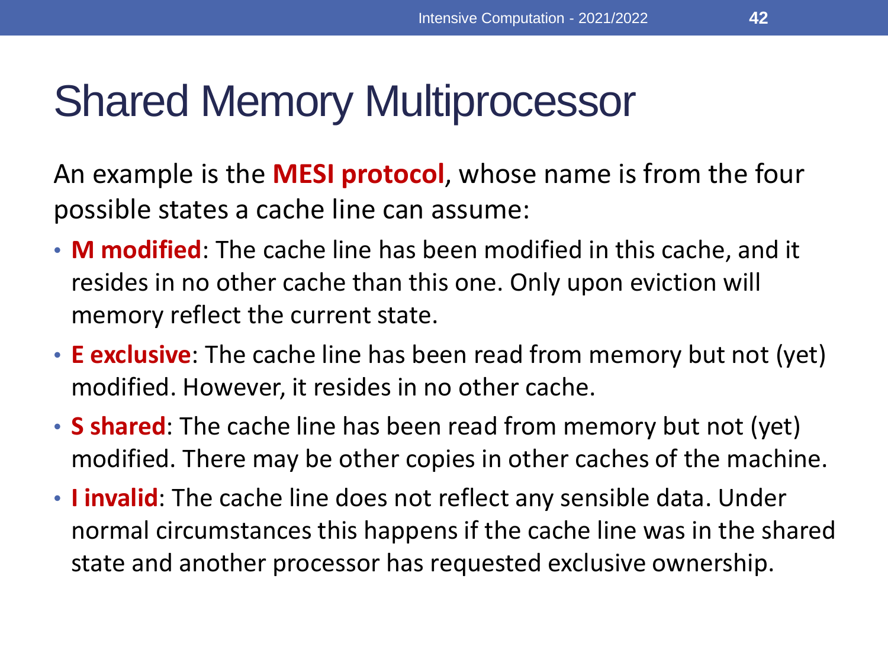# Shared Memory Multiprocessor

An example is the **MESI protocol**, whose name is from the four possible states a cache line can assume:

- **M modified**: The cache line has been modified in this cache, and it resides in no other cache than this one. Only upon eviction will memory reflect the current state.
- **E exclusive**: The cache line has been read from memory but not (yet) modified. However, it resides in no other cache.
- **S shared**: The cache line has been read from memory but not (yet) modified. There may be other copies in other caches of the machine.
- **I invalid**: The cache line does not reflect any sensible data. Under normal circumstances this happens if the cache line was in the shared state and another processor has requested exclusive ownership.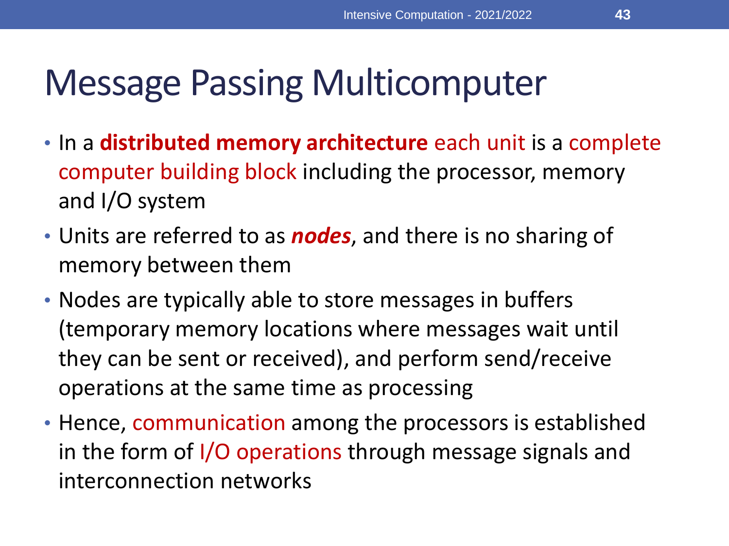# Message Passing Multicomputer

- In a **distributed memory architecture** each unit is a complete computer building block including the processor, memory and I/O system
- Units are referred to as ***nodes***, and there is no sharing of memory between them
- Nodes are typically able to store messages in buffers (temporary memory locations where messages wait until they can be sent or received), and perform send/receive operations at the same time as processing
- Hence, communication among the processors is established in the form of I/O operations through message signals and interconnection networks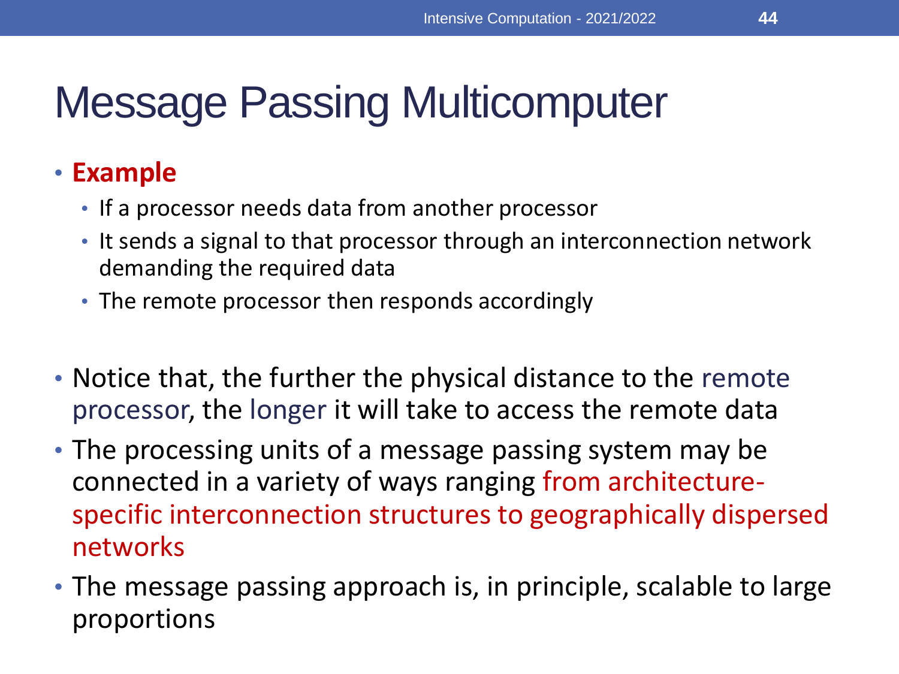# Message Passing Multicomputer

- **Example**
  - If a processor needs data from another processor
  - It sends a signal to that processor through an interconnection network demanding the required data
  - The remote processor then responds accordingly

- Notice that, the further the physical distance to the remote processor, the longer it will take to access the remote data
- The processing units of a message passing system may be connected in a variety of ways ranging from architecture-specific interconnection structures to geographically dispersed networks
- The message passing approach is, in principle, scalable to large proportions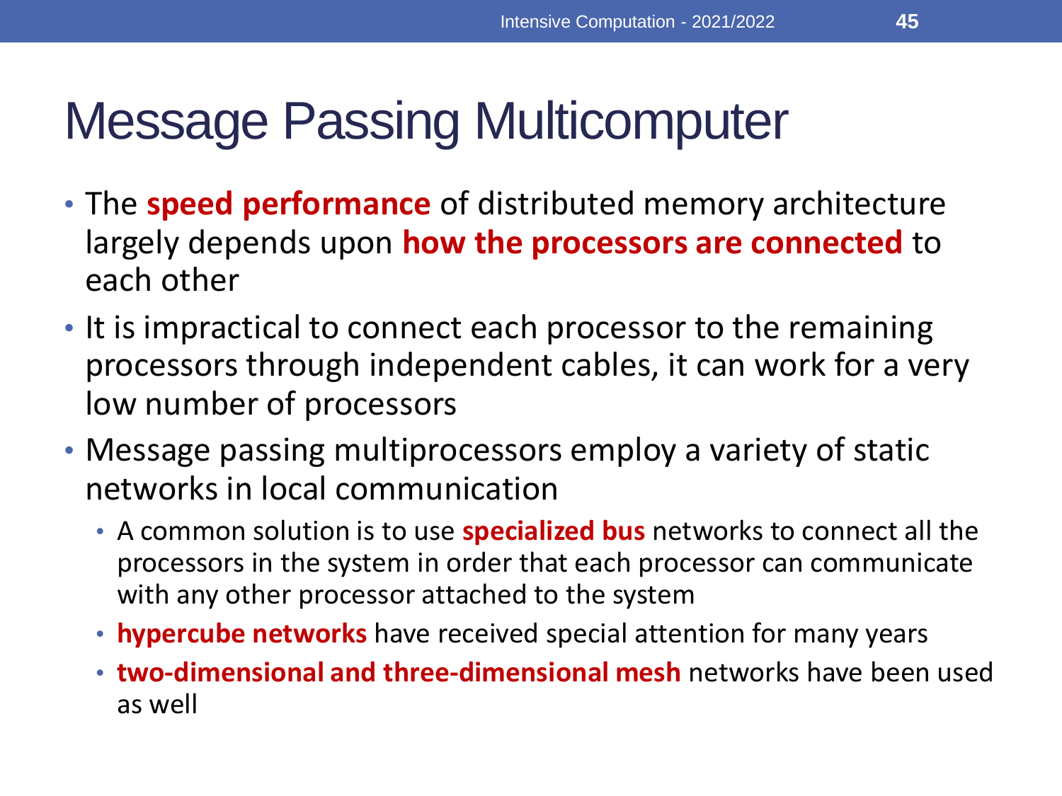# Message Passing Multicomputer

- The **speed performance** of distributed memory architecture largely depends upon **how the processors are connected** to each other
- It is impractical to connect each processor to the remaining processors through independent cables, it can work for a very low number of processors
- Message passing multiprocessors employ a variety of static networks in local communication
  - A common solution is to use **specialized bus** networks to connect all the processors in the system in order that each processor can communicate with any other processor attached to the system
  - **hypercube networks** have received special attention for many years
  - **two-dimensional and three-dimensional mesh** networks have been used as well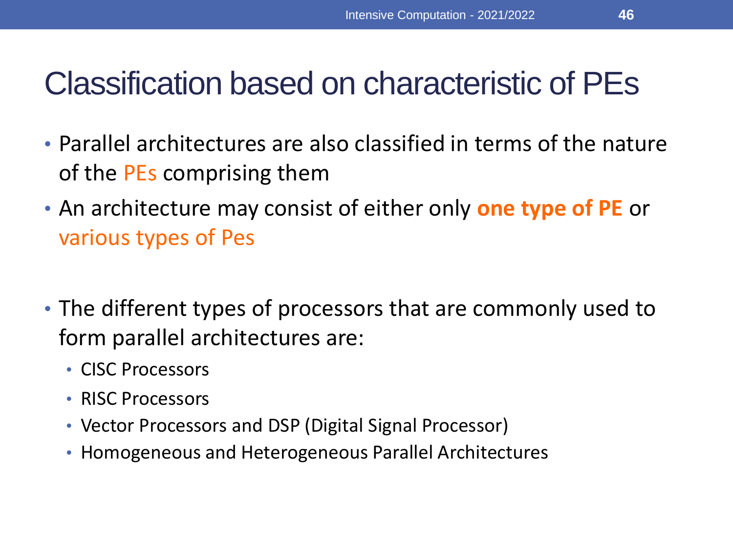# Classification based on characteristic of PEs

- Parallel architectures are also classified in terms of the nature of the PEs comprising them
- An architecture may consist of either only **one type of PE** or various types of Pes

- The different types of processors that are commonly used to form parallel architectures are:
  - CISC Processors
  - RISC Processors
  - Vector Processors and DSP (Digital Signal Processor)
  - Homogeneous and Heterogeneous Parallel Architectures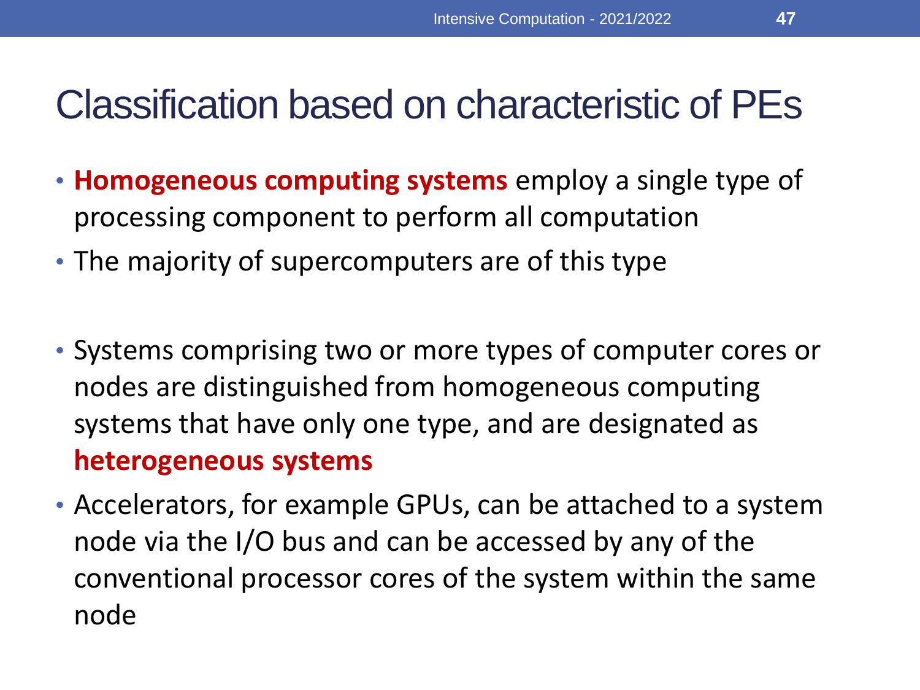# Classification based on characteristic of PEs

- **Homogeneous computing systems** employ a single type of processing component to perform all computation
- The majority of supercomputers are of this type

- Systems comprising two or more types of computer cores or nodes are distinguished from homogeneous computing systems that have only one type, and are designated as **heterogeneous systems**
- Accelerators, for example GPUs, can be attached to a system node via the I/O bus and can be accessed by any of the conventional processor cores of the system within the same node